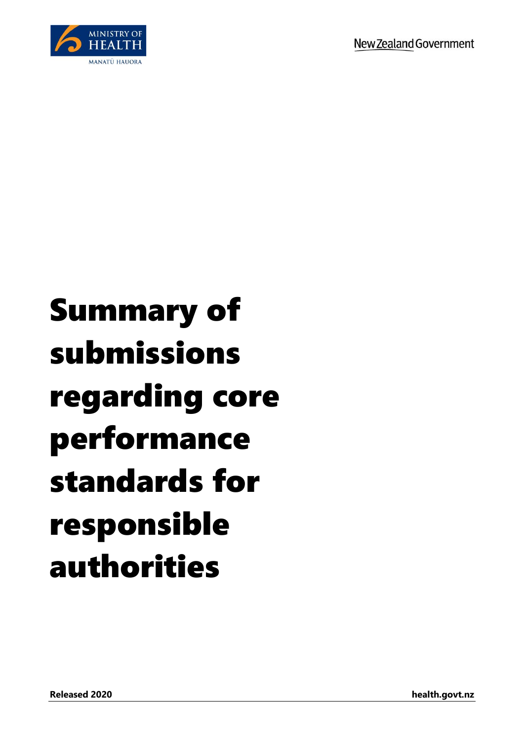MINISTRY OF HEALTH

MANATŪ HAUORA

New Zealand Government

# Summary of submissions regarding core performance standards for responsible authorities

**Released 2020**

**health.govt.nz**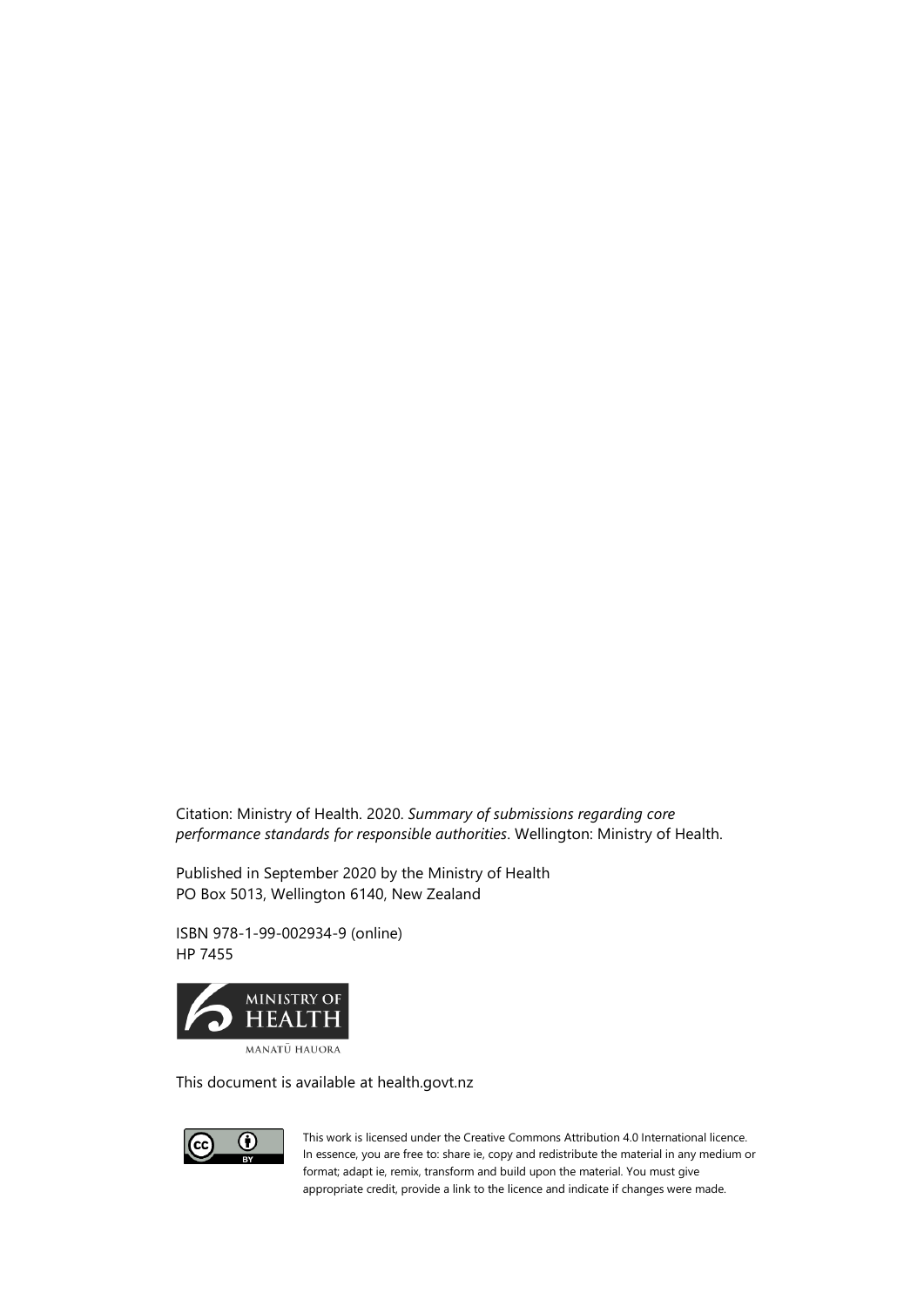Citation: Ministry of Health. 2020. *Summary of submissions regarding core performance standards for responsible authorities*. Wellington: Ministry of Health.

Published in September 2020 by the Ministry of Health
PO Box 5013, Wellington 6140, New Zealand

ISBN 978-1-99-002934-9 (online)
HP 7455

MINISTRY OF HEALTH
MANATŪ HAUORA

This document is available at health.govt.nz

This work is licensed under the Creative Commons Attribution 4.0 International licence. In essence, you are free to: share ie, copy and redistribute the material in any medium or format; adapt ie, remix, transform and build upon the material. You must give appropriate credit, provide a link to the licence and indicate if changes were made.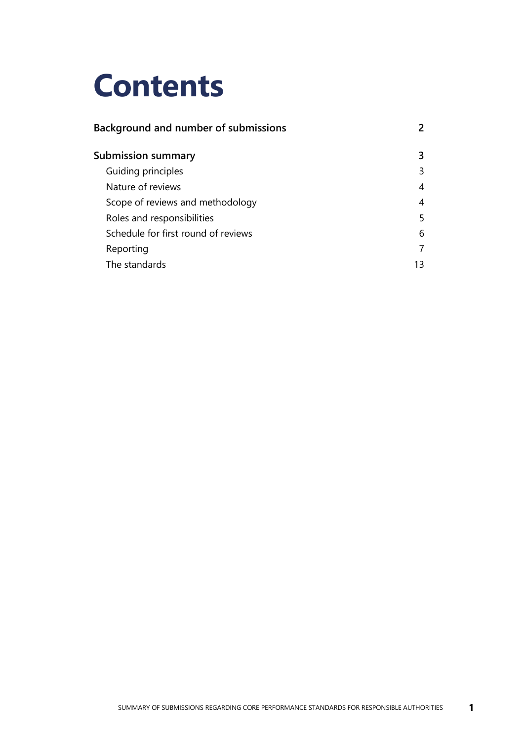# Contents

| | |
|---|---|
| **Background and number of submissions** | **2** |
| **Submission summary** | **3** |
| Guiding principles | 3 |
| Nature of reviews | 4 |
| Scope of reviews and methodology | 4 |
| Roles and responsibilities | 5 |
| Schedule for first round of reviews | 6 |
| Reporting | 7 |
| The standards | 13 |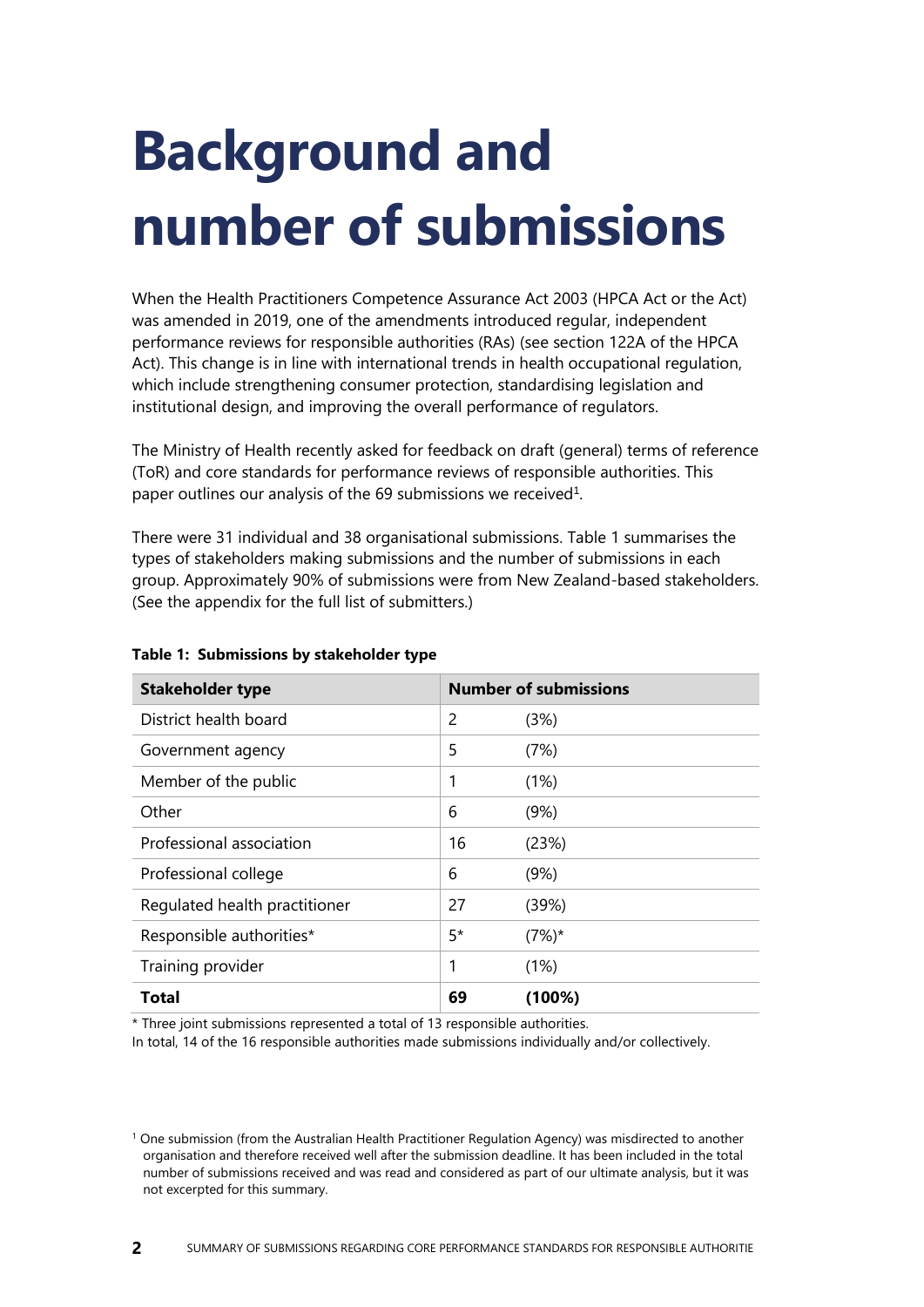# Background and number of submissions

When the Health Practitioners Competence Assurance Act 2003 (HPCA Act or the Act) was amended in 2019, one of the amendments introduced regular, independent performance reviews for responsible authorities (RAs) (see section 122A of the HPCA Act). This change is in line with international trends in health occupational regulation, which include strengthening consumer protection, standardising legislation and institutional design, and improving the overall performance of regulators.

The Ministry of Health recently asked for feedback on draft (general) terms of reference (ToR) and core standards for performance reviews of responsible authorities. This paper outlines our analysis of the 69 submissions we received[1].

There were 31 individual and 38 organisational submissions. Table 1 summarises the types of stakeholders making submissions and the number of submissions in each group. Approximately 90% of submissions were from New Zealand-based stakeholders. (See the appendix for the full list of submitters.)

**Table 1: Submissions by stakeholder type**

| Stakeholder type | Number of submissions | |
|---|---|---|
| District health board | 2 | (3%) |
| Government agency | 5 | (7%) |
| Member of the public | 1 | (1%) |
| Other | 6 | (9%) |
| Professional association | 16 | (23%) |
| Professional college | 6 | (9%) |
| Regulated health practitioner | 27 | (39%) |
| Responsible authorities* | 5* | (7%)* |
| Training provider | 1 | (1%) |
| **Total** | **69** | **(100%)** |

\* Three joint submissions represented a total of 13 responsible authorities.
In total, 14 of the 16 responsible authorities made submissions individually and/or collectively.

[1] One submission (from the Australian Health Practitioner Regulation Agency) was misdirected to another organisation and therefore received well after the submission deadline. It has been included in the total number of submissions received and was read and considered as part of our ultimate analysis, but it was not excerpted for this summary.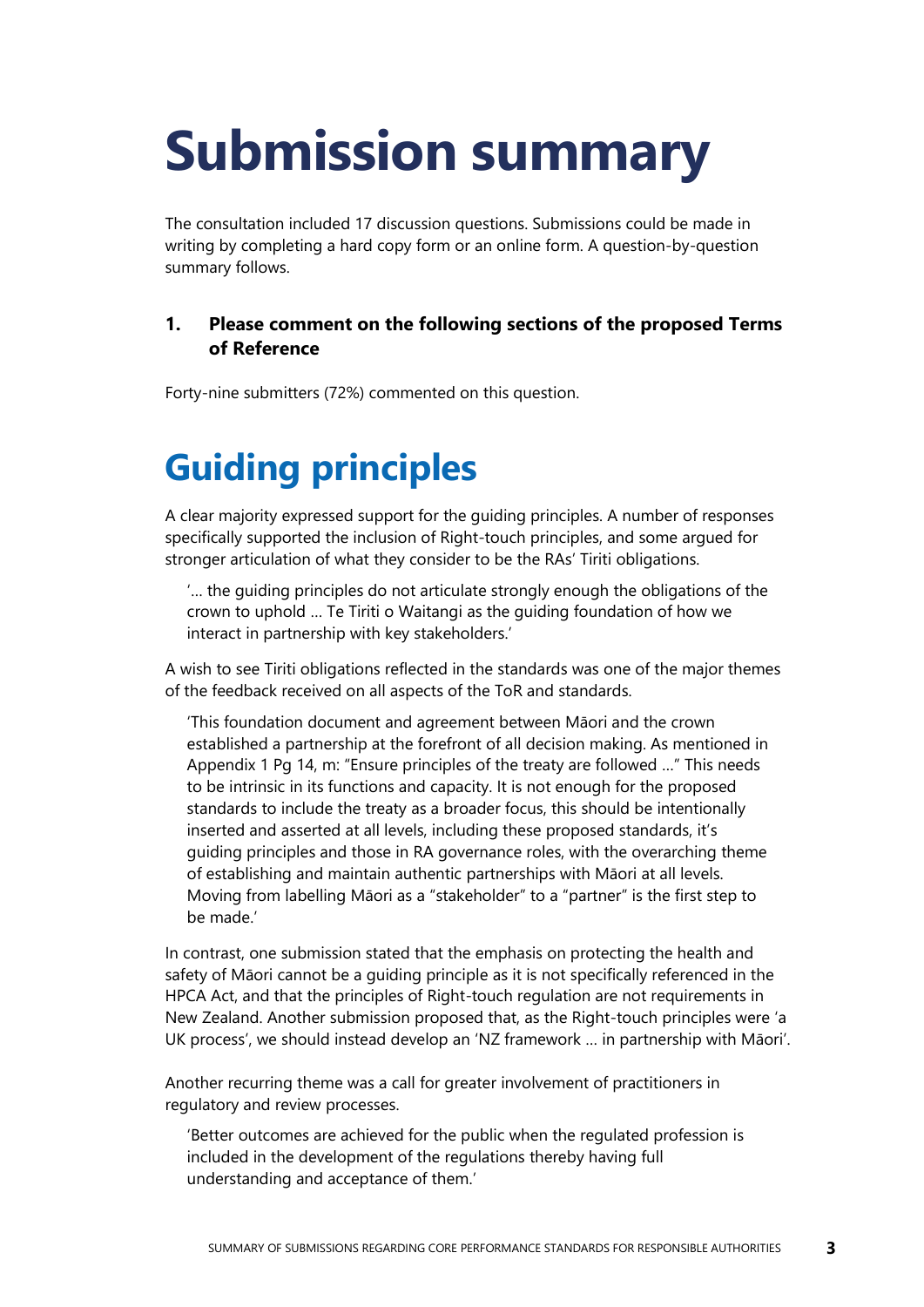# Submission summary

The consultation included 17 discussion questions. Submissions could be made in writing by completing a hard copy form or an online form. A question-by-question summary follows.

### 1. Please comment on the following sections of the proposed Terms of Reference

Forty-nine submitters (72%) commented on this question.

# Guiding principles

A clear majority expressed support for the guiding principles. A number of responses specifically supported the inclusion of Right-touch principles, and some argued for stronger articulation of what they consider to be the RAs' Tiriti obligations.

> '… the guiding principles do not articulate strongly enough the obligations of the crown to uphold … Te Tiriti o Waitangi as the guiding foundation of how we interact in partnership with key stakeholders.'

A wish to see Tiriti obligations reflected in the standards was one of the major themes of the feedback received on all aspects of the ToR and standards.

> 'This foundation document and agreement between Māori and the crown established a partnership at the forefront of all decision making. As mentioned in Appendix 1 Pg 14, m: "Ensure principles of the treaty are followed …" This needs to be intrinsic in its functions and capacity. It is not enough for the proposed standards to include the treaty as a broader focus, this should be intentionally inserted and asserted at all levels, including these proposed standards, it's guiding principles and those in RA governance roles, with the overarching theme of establishing and maintain authentic partnerships with Māori at all levels. Moving from labelling Māori as a "stakeholder" to a "partner" is the first step to be made.'

In contrast, one submission stated that the emphasis on protecting the health and safety of Māori cannot be a guiding principle as it is not specifically referenced in the HPCA Act, and that the principles of Right-touch regulation are not requirements in New Zealand. Another submission proposed that, as the Right-touch principles were 'a UK process', we should instead develop an 'NZ framework … in partnership with Māori'.

Another recurring theme was a call for greater involvement of practitioners in regulatory and review processes.

> 'Better outcomes are achieved for the public when the regulated profession is included in the development of the regulations thereby having full understanding and acceptance of them.'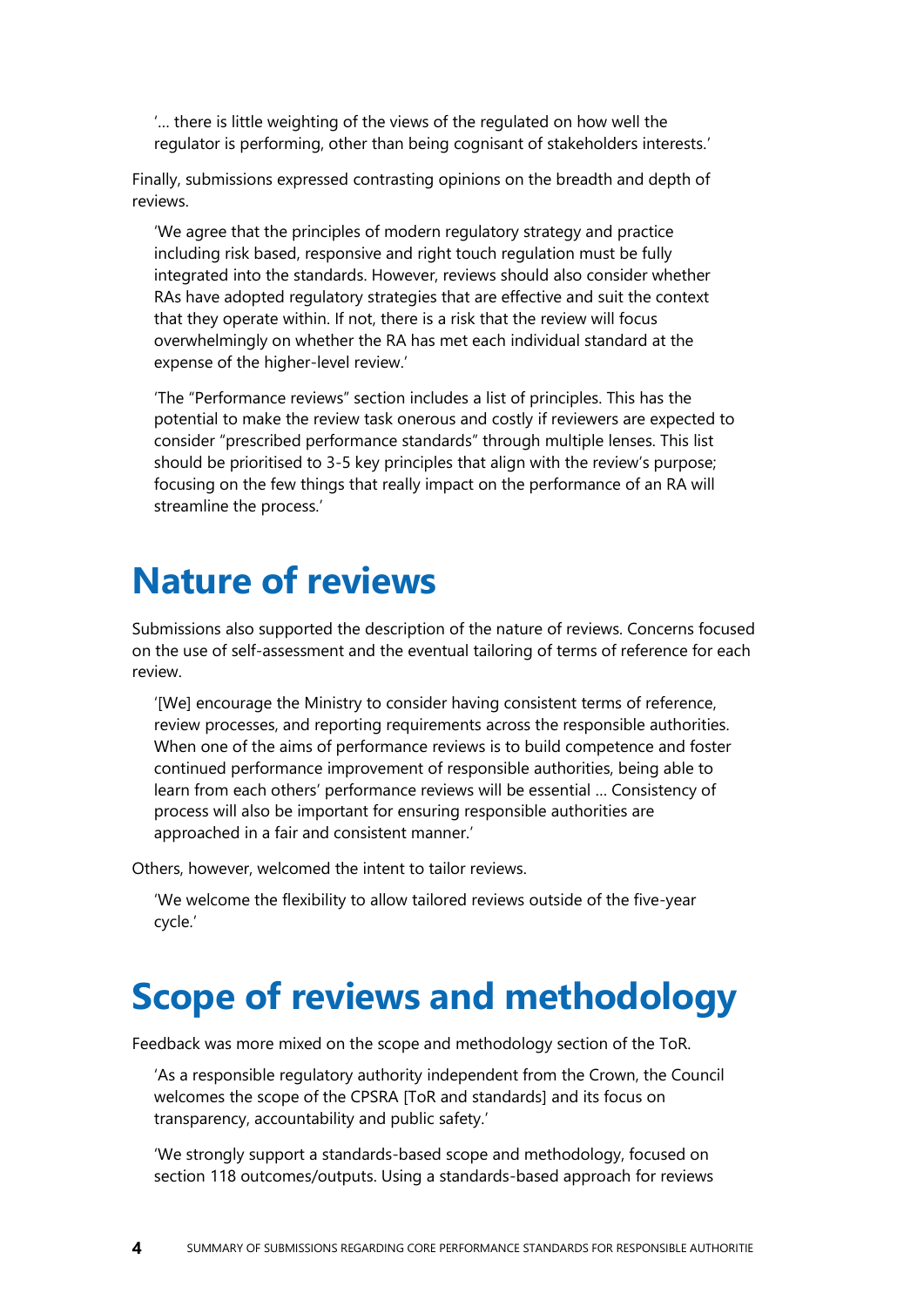'... there is little weighting of the views of the regulated on how well the regulator is performing, other than being cognisant of stakeholders interests.'

Finally, submissions expressed contrasting opinions on the breadth and depth of reviews.

'We agree that the principles of modern regulatory strategy and practice including risk based, responsive and right touch regulation must be fully integrated into the standards. However, reviews should also consider whether RAs have adopted regulatory strategies that are effective and suit the context that they operate within. If not, there is a risk that the review will focus overwhelmingly on whether the RA has met each individual standard at the expense of the higher-level review.'

'The "Performance reviews" section includes a list of principles. This has the potential to make the review task onerous and costly if reviewers are expected to consider "prescribed performance standards" through multiple lenses. This list should be prioritised to 3-5 key principles that align with the review's purpose; focusing on the few things that really impact on the performance of an RA will streamline the process.'

# Nature of reviews

Submissions also supported the description of the nature of reviews. Concerns focused on the use of self-assessment and the eventual tailoring of terms of reference for each review.

'[We] encourage the Ministry to consider having consistent terms of reference, review processes, and reporting requirements across the responsible authorities. When one of the aims of performance reviews is to build competence and foster continued performance improvement of responsible authorities, being able to learn from each others' performance reviews will be essential ... Consistency of process will also be important for ensuring responsible authorities are approached in a fair and consistent manner.'

Others, however, welcomed the intent to tailor reviews.

'We welcome the flexibility to allow tailored reviews outside of the five-year cycle.'

# Scope of reviews and methodology

Feedback was more mixed on the scope and methodology section of the ToR.

'As a responsible regulatory authority independent from the Crown, the Council welcomes the scope of the CPSRA [ToR and standards] and its focus on transparency, accountability and public safety.'

'We strongly support a standards-based scope and methodology, focused on section 118 outcomes/outputs. Using a standards-based approach for reviews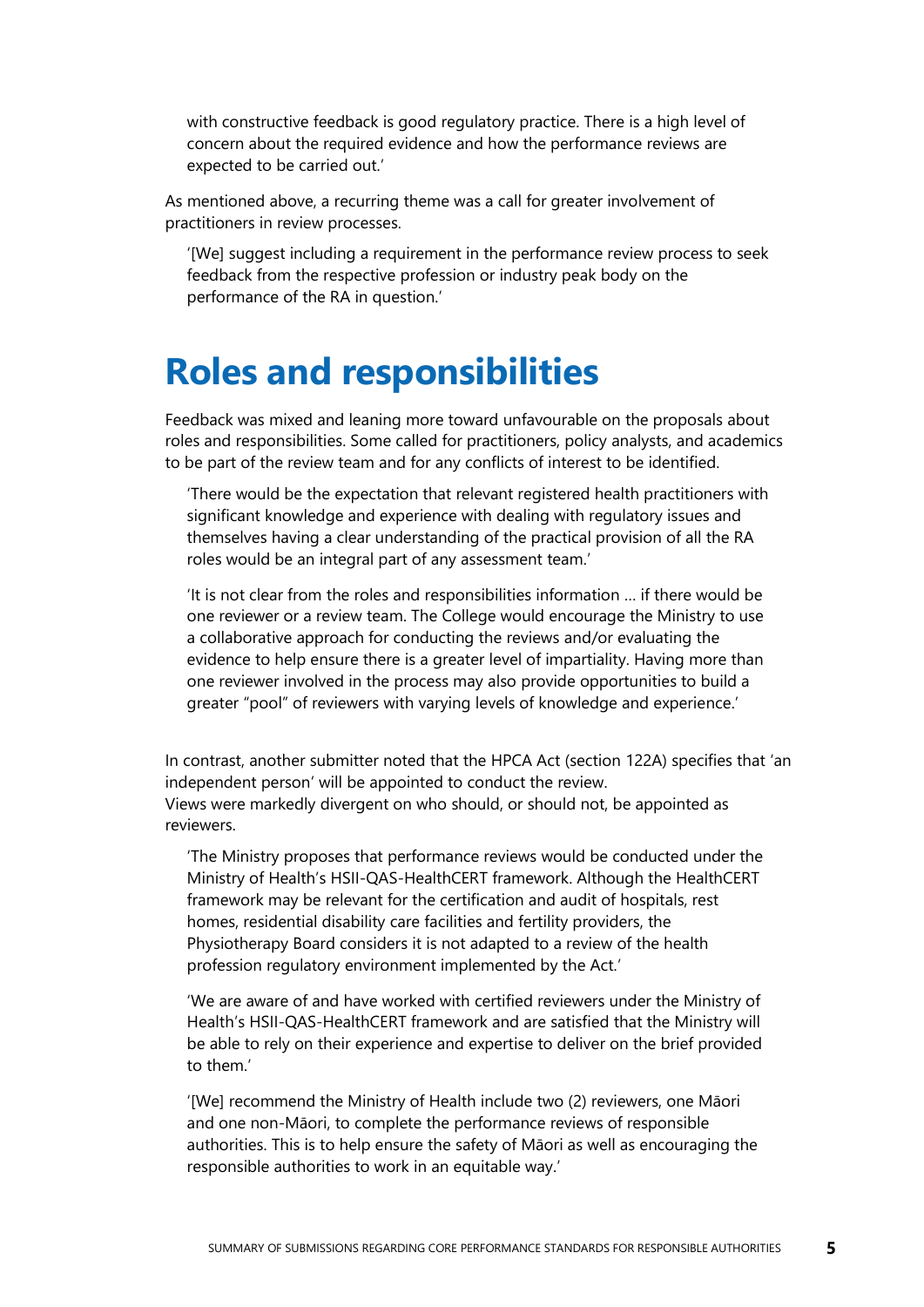with constructive feedback is good regulatory practice. There is a high level of concern about the required evidence and how the performance reviews are expected to be carried out.'

As mentioned above, a recurring theme was a call for greater involvement of practitioners in review processes.

> '[We] suggest including a requirement in the performance review process to seek feedback from the respective profession or industry peak body on the performance of the RA in question.'

# Roles and responsibilities

Feedback was mixed and leaning more toward unfavourable on the proposals about roles and responsibilities. Some called for practitioners, policy analysts, and academics to be part of the review team and for any conflicts of interest to be identified.

> 'There would be the expectation that relevant registered health practitioners with significant knowledge and experience with dealing with regulatory issues and themselves having a clear understanding of the practical provision of all the RA roles would be an integral part of any assessment team.'

> 'It is not clear from the roles and responsibilities information … if there would be one reviewer or a review team. The College would encourage the Ministry to use a collaborative approach for conducting the reviews and/or evaluating the evidence to help ensure there is a greater level of impartiality. Having more than one reviewer involved in the process may also provide opportunities to build a greater "pool" of reviewers with varying levels of knowledge and experience.'

In contrast, another submitter noted that the HPCA Act (section 122A) specifies that 'an independent person' will be appointed to conduct the review.
Views were markedly divergent on who should, or should not, be appointed as reviewers.

> 'The Ministry proposes that performance reviews would be conducted under the Ministry of Health's HSII-QAS-HealthCERT framework. Although the HealthCERT framework may be relevant for the certification and audit of hospitals, rest homes, residential disability care facilities and fertility providers, the Physiotherapy Board considers it is not adapted to a review of the health profession regulatory environment implemented by the Act.'

> 'We are aware of and have worked with certified reviewers under the Ministry of Health's HSII-QAS-HealthCERT framework and are satisfied that the Ministry will be able to rely on their experience and expertise to deliver on the brief provided to them.'

> '[We] recommend the Ministry of Health include two (2) reviewers, one Māori and one non-Māori, to complete the performance reviews of responsible authorities. This is to help ensure the safety of Māori as well as encouraging the responsible authorities to work in an equitable way.'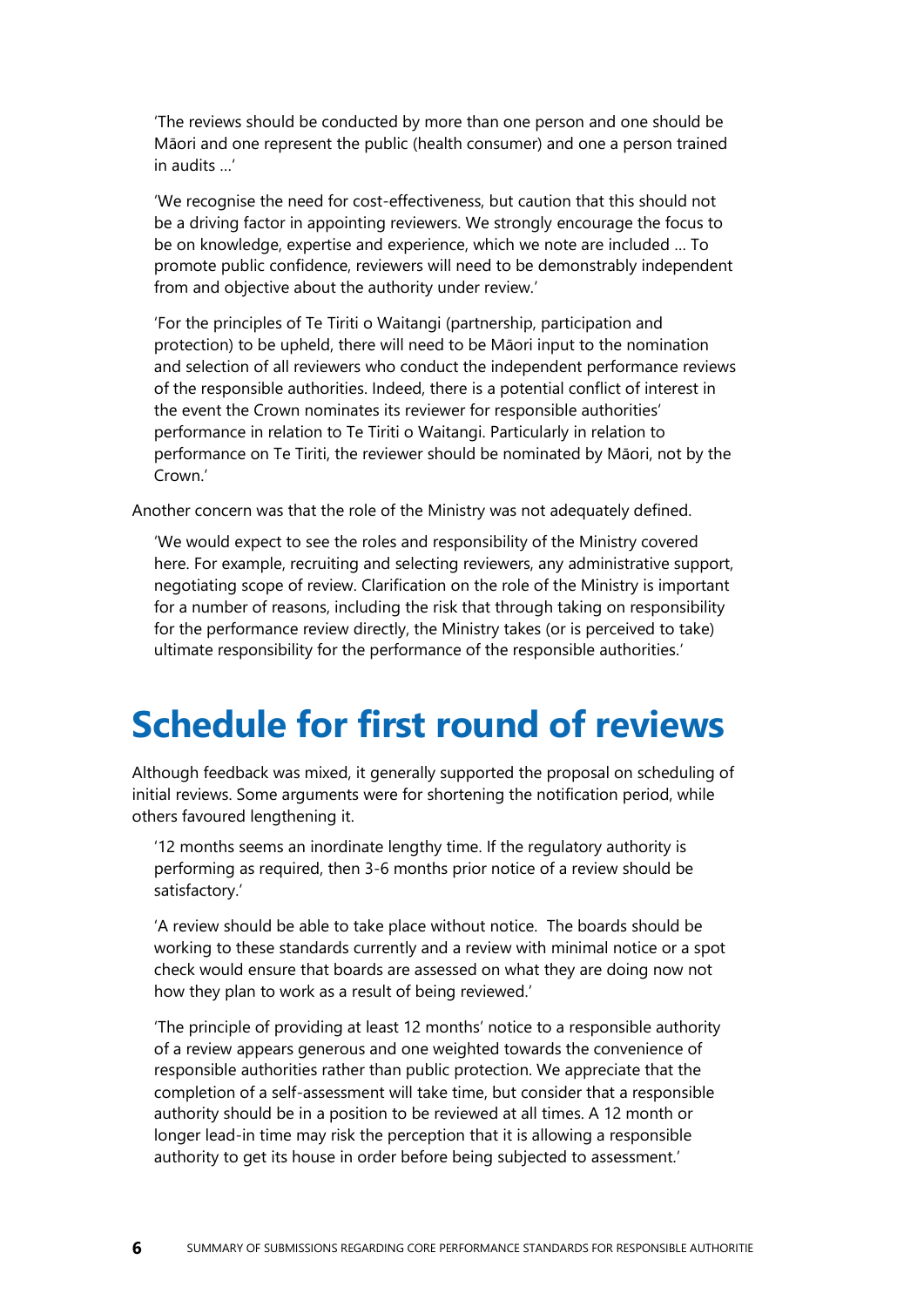> 'The reviews should be conducted by more than one person and one should be Māori and one represent the public (health consumer) and one a person trained in audits …'

> 'We recognise the need for cost-effectiveness, but caution that this should not be a driving factor in appointing reviewers. We strongly encourage the focus to be on knowledge, expertise and experience, which we note are included … To promote public confidence, reviewers will need to be demonstrably independent from and objective about the authority under review.'

> 'For the principles of Te Tiriti o Waitangi (partnership, participation and protection) to be upheld, there will need to be Māori input to the nomination and selection of all reviewers who conduct the independent performance reviews of the responsible authorities. Indeed, there is a potential conflict of interest in the event the Crown nominates its reviewer for responsible authorities' performance in relation to Te Tiriti o Waitangi. Particularly in relation to performance on Te Tiriti, the reviewer should be nominated by Māori, not by the Crown.'

Another concern was that the role of the Ministry was not adequately defined.

> 'We would expect to see the roles and responsibility of the Ministry covered here. For example, recruiting and selecting reviewers, any administrative support, negotiating scope of review. Clarification on the role of the Ministry is important for a number of reasons, including the risk that through taking on responsibility for the performance review directly, the Ministry takes (or is perceived to take) ultimate responsibility for the performance of the responsible authorities.'

# Schedule for first round of reviews

Although feedback was mixed, it generally supported the proposal on scheduling of initial reviews. Some arguments were for shortening the notification period, while others favoured lengthening it.

> '12 months seems an inordinate lengthy time. If the regulatory authority is performing as required, then 3-6 months prior notice of a review should be satisfactory.'

> 'A review should be able to take place without notice. The boards should be working to these standards currently and a review with minimal notice or a spot check would ensure that boards are assessed on what they are doing now not how they plan to work as a result of being reviewed.'

> 'The principle of providing at least 12 months' notice to a responsible authority of a review appears generous and one weighted towards the convenience of responsible authorities rather than public protection. We appreciate that the completion of a self-assessment will take time, but consider that a responsible authority should be in a position to be reviewed at all times. A 12 month or longer lead-in time may risk the perception that it is allowing a responsible authority to get its house in order before being subjected to assessment.'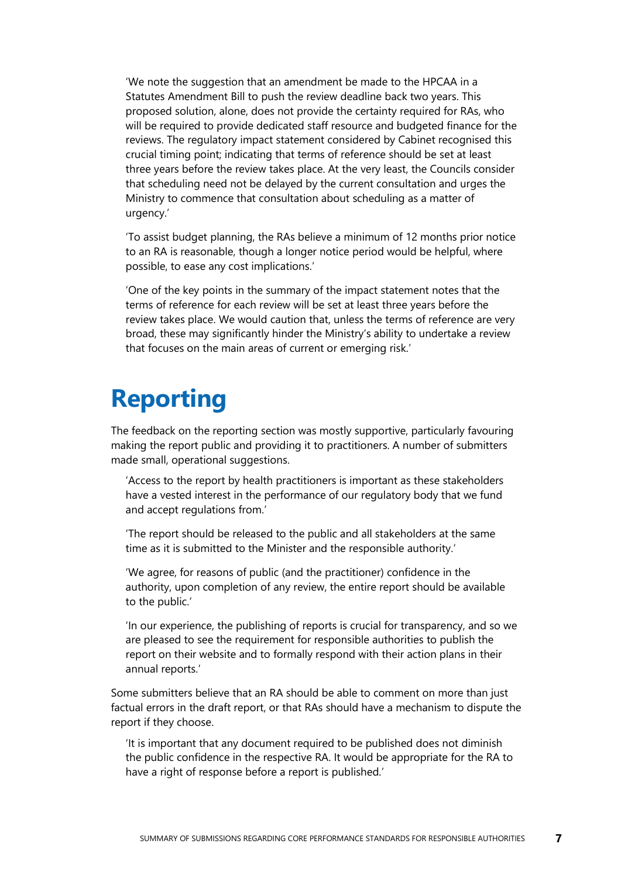'We note the suggestion that an amendment be made to the HPCAA in a Statutes Amendment Bill to push the review deadline back two years. This proposed solution, alone, does not provide the certainty required for RAs, who will be required to provide dedicated staff resource and budgeted finance for the reviews. The regulatory impact statement considered by Cabinet recognised this crucial timing point; indicating that terms of reference should be set at least three years before the review takes place. At the very least, the Councils consider that scheduling need not be delayed by the current consultation and urges the Ministry to commence that consultation about scheduling as a matter of urgency.'

'To assist budget planning, the RAs believe a minimum of 12 months prior notice to an RA is reasonable, though a longer notice period would be helpful, where possible, to ease any cost implications.'

'One of the key points in the summary of the impact statement notes that the terms of reference for each review will be set at least three years before the review takes place. We would caution that, unless the terms of reference are very broad, these may significantly hinder the Ministry's ability to undertake a review that focuses on the main areas of current or emerging risk.'

# Reporting

The feedback on the reporting section was mostly supportive, particularly favouring making the report public and providing it to practitioners. A number of submitters made small, operational suggestions.

'Access to the report by health practitioners is important as these stakeholders have a vested interest in the performance of our regulatory body that we fund and accept regulations from.'

'The report should be released to the public and all stakeholders at the same time as it is submitted to the Minister and the responsible authority.'

'We agree, for reasons of public (and the practitioner) confidence in the authority, upon completion of any review, the entire report should be available to the public.'

'In our experience, the publishing of reports is crucial for transparency, and so we are pleased to see the requirement for responsible authorities to publish the report on their website and to formally respond with their action plans in their annual reports.'

Some submitters believe that an RA should be able to comment on more than just factual errors in the draft report, or that RAs should have a mechanism to dispute the report if they choose.

'It is important that any document required to be published does not diminish the public confidence in the respective RA. It would be appropriate for the RA to have a right of response before a report is published.'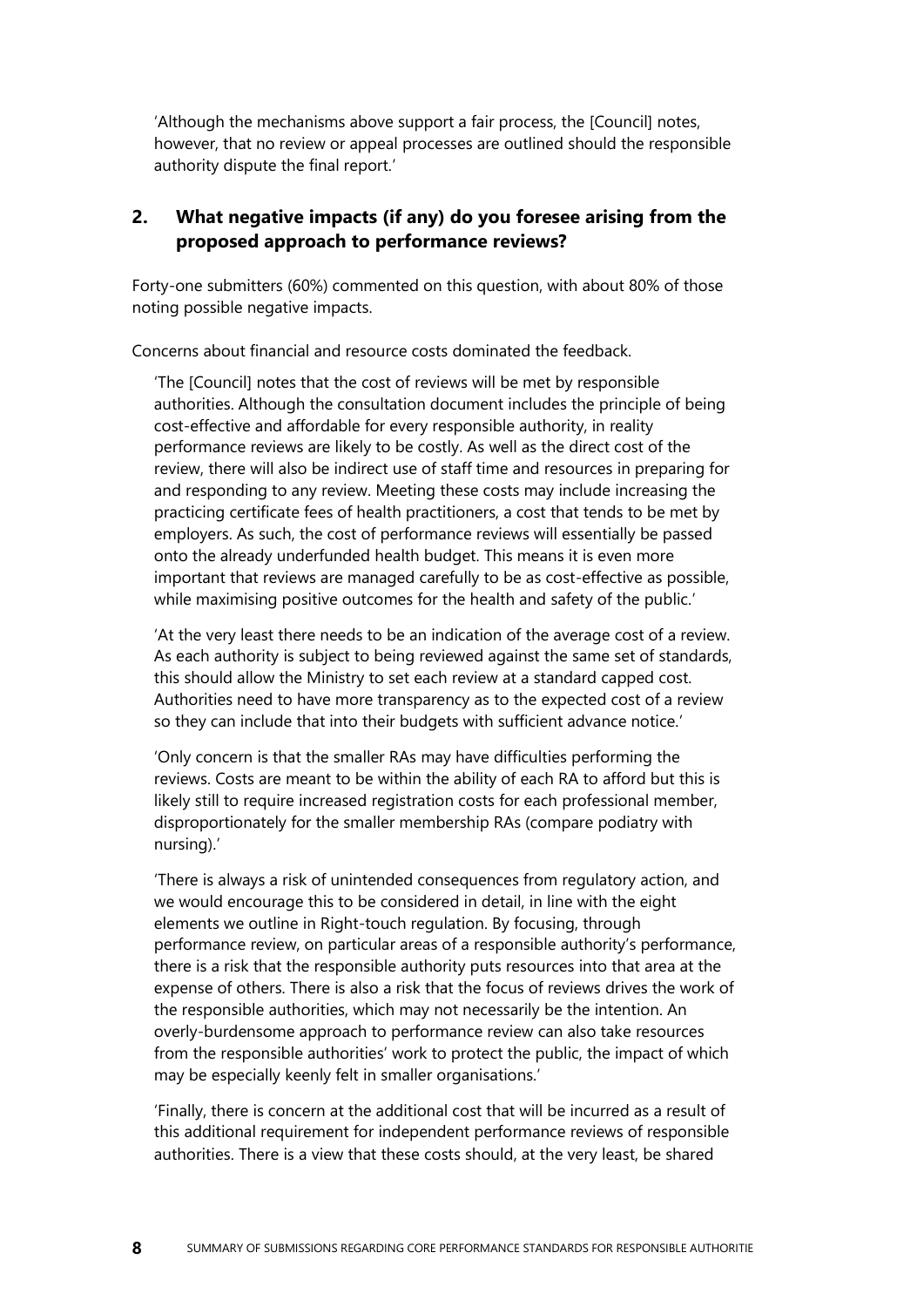'Although the mechanisms above support a fair process, the [Council] notes, however, that no review or appeal processes are outlined should the responsible authority dispute the final report.'

## 2. What negative impacts (if any) do you foresee arising from the proposed approach to performance reviews?

Forty-one submitters (60%) commented on this question, with about 80% of those noting possible negative impacts.

Concerns about financial and resource costs dominated the feedback.

> 'The [Council] notes that the cost of reviews will be met by responsible authorities. Although the consultation document includes the principle of being cost-effective and affordable for every responsible authority, in reality performance reviews are likely to be costly. As well as the direct cost of the review, there will also be indirect use of staff time and resources in preparing for and responding to any review. Meeting these costs may include increasing the practicing certificate fees of health practitioners, a cost that tends to be met by employers. As such, the cost of performance reviews will essentially be passed onto the already underfunded health budget. This means it is even more important that reviews are managed carefully to be as cost-effective as possible, while maximising positive outcomes for the health and safety of the public.'

> 'At the very least there needs to be an indication of the average cost of a review. As each authority is subject to being reviewed against the same set of standards, this should allow the Ministry to set each review at a standard capped cost. Authorities need to have more transparency as to the expected cost of a review so they can include that into their budgets with sufficient advance notice.'

> 'Only concern is that the smaller RAs may have difficulties performing the reviews. Costs are meant to be within the ability of each RA to afford but this is likely still to require increased registration costs for each professional member, disproportionately for the smaller membership RAs (compare podiatry with nursing).'

> 'There is always a risk of unintended consequences from regulatory action, and we would encourage this to be considered in detail, in line with the eight elements we outline in Right-touch regulation. By focusing, through performance review, on particular areas of a responsible authority's performance, there is a risk that the responsible authority puts resources into that area at the expense of others. There is also a risk that the focus of reviews drives the work of the responsible authorities, which may not necessarily be the intention. An overly-burdensome approach to performance review can also take resources from the responsible authorities' work to protect the public, the impact of which may be especially keenly felt in smaller organisations.'

> 'Finally, there is concern at the additional cost that will be incurred as a result of this additional requirement for independent performance reviews of responsible authorities. There is a view that these costs should, at the very least, be shared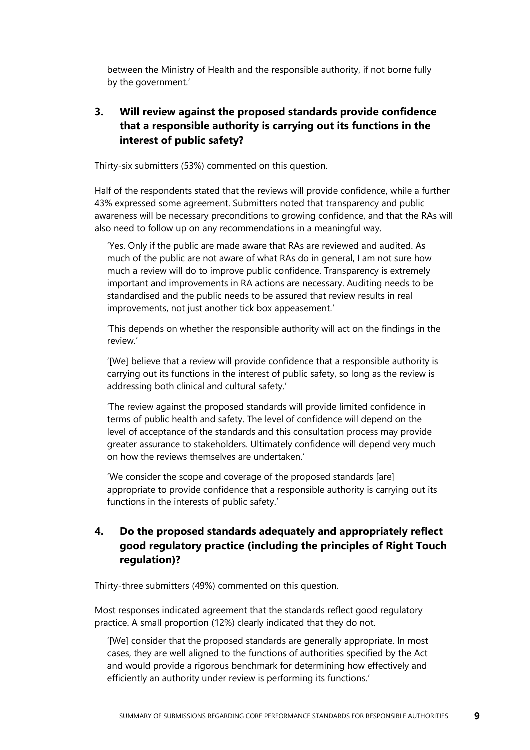between the Ministry of Health and the responsible authority, if not borne fully by the government.'

## 3. Will review against the proposed standards provide confidence that a responsible authority is carrying out its functions in the interest of public safety?

Thirty-six submitters (53%) commented on this question.

Half of the respondents stated that the reviews will provide confidence, while a further 43% expressed some agreement. Submitters noted that transparency and public awareness will be necessary preconditions to growing confidence, and that the RAs will also need to follow up on any recommendations in a meaningful way.

> 'Yes. Only if the public are made aware that RAs are reviewed and audited. As much of the public are not aware of what RAs do in general, I am not sure how much a review will do to improve public confidence. Transparency is extremely important and improvements in RA actions are necessary. Auditing needs to be standardised and the public needs to be assured that review results in real improvements, not just another tick box appeasement.'

> 'This depends on whether the responsible authority will act on the findings in the review.'

> '[We] believe that a review will provide confidence that a responsible authority is carrying out its functions in the interest of public safety, so long as the review is addressing both clinical and cultural safety.'

> 'The review against the proposed standards will provide limited confidence in terms of public health and safety. The level of confidence will depend on the level of acceptance of the standards and this consultation process may provide greater assurance to stakeholders. Ultimately confidence will depend very much on how the reviews themselves are undertaken.'

> 'We consider the scope and coverage of the proposed standards [are] appropriate to provide confidence that a responsible authority is carrying out its functions in the interests of public safety.'

## 4. Do the proposed standards adequately and appropriately reflect good regulatory practice (including the principles of Right Touch regulation)?

Thirty-three submitters (49%) commented on this question.

Most responses indicated agreement that the standards reflect good regulatory practice. A small proportion (12%) clearly indicated that they do not.

> '[We] consider that the proposed standards are generally appropriate. In most cases, they are well aligned to the functions of authorities specified by the Act and would provide a rigorous benchmark for determining how effectively and efficiently an authority under review is performing its functions.'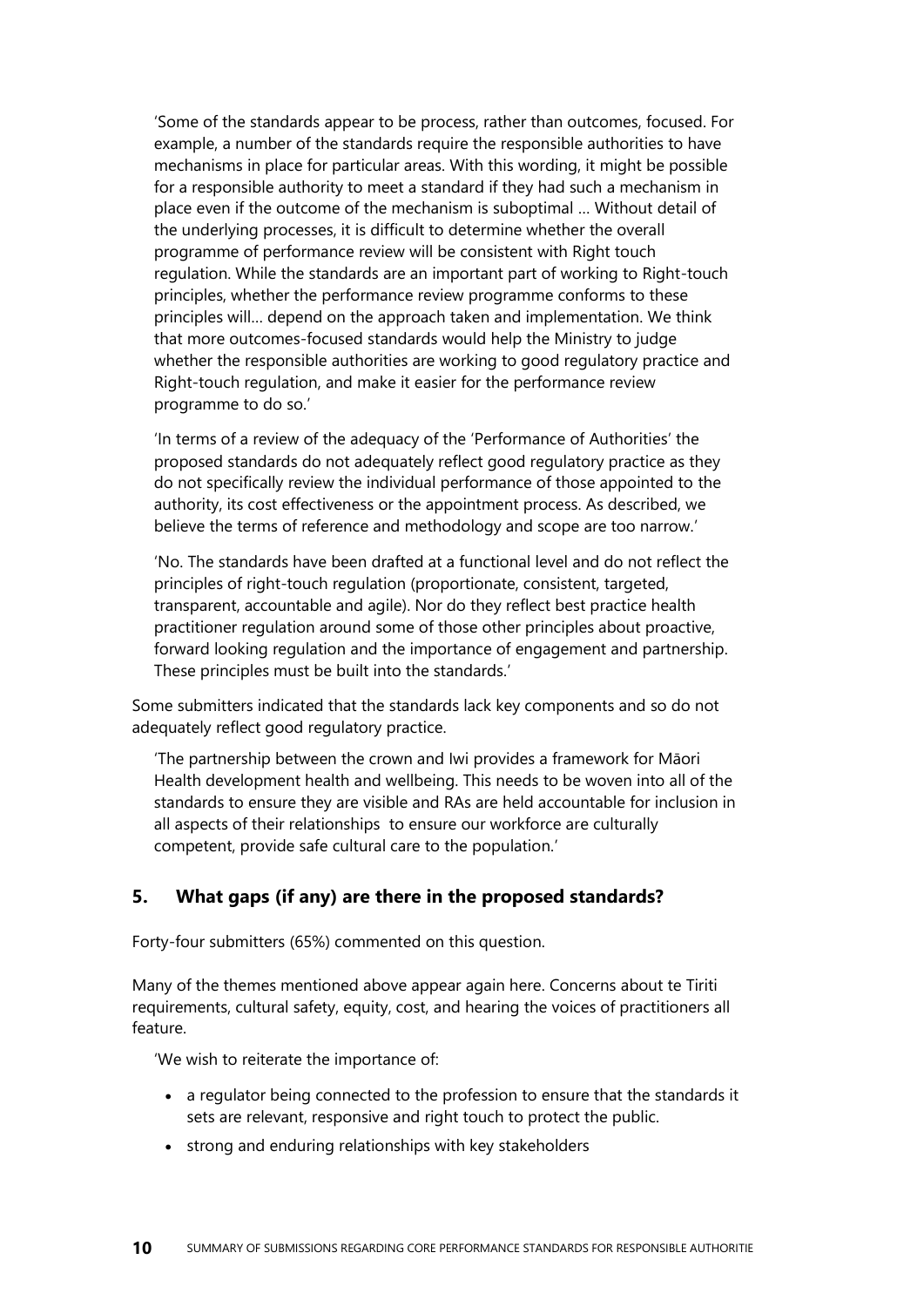> 'Some of the standards appear to be process, rather than outcomes, focused. For example, a number of the standards require the responsible authorities to have mechanisms in place for particular areas. With this wording, it might be possible for a responsible authority to meet a standard if they had such a mechanism in place even if the outcome of the mechanism is suboptimal … Without detail of the underlying processes, it is difficult to determine whether the overall programme of performance review will be consistent with Right touch regulation. While the standards are an important part of working to Right-touch principles, whether the performance review programme conforms to these principles will… depend on the approach taken and implementation. We think that more outcomes-focused standards would help the Ministry to judge whether the responsible authorities are working to good regulatory practice and Right-touch regulation, and make it easier for the performance review programme to do so.'

> 'In terms of a review of the adequacy of the 'Performance of Authorities' the proposed standards do not adequately reflect good regulatory practice as they do not specifically review the individual performance of those appointed to the authority, its cost effectiveness or the appointment process. As described, we believe the terms of reference and methodology and scope are too narrow.'

> 'No. The standards have been drafted at a functional level and do not reflect the principles of right-touch regulation (proportionate, consistent, targeted, transparent, accountable and agile). Nor do they reflect best practice health practitioner regulation around some of those other principles about proactive, forward looking regulation and the importance of engagement and partnership. These principles must be built into the standards.'

Some submitters indicated that the standards lack key components and so do not adequately reflect good regulatory practice.

> 'The partnership between the crown and Iwi provides a framework for Māori Health development health and wellbeing. This needs to be woven into all of the standards to ensure they are visible and RAs are held accountable for inclusion in all aspects of their relationships to ensure our workforce are culturally competent, provide safe cultural care to the population.'

## 5. What gaps (if any) are there in the proposed standards?

Forty-four submitters (65%) commented on this question.

Many of the themes mentioned above appear again here. Concerns about te Tiriti requirements, cultural safety, equity, cost, and hearing the voices of practitioners all feature.

> 'We wish to reiterate the importance of:
>
> - a regulator being connected to the profession to ensure that the standards it sets are relevant, responsive and right touch to protect the public.
> - strong and enduring relationships with key stakeholders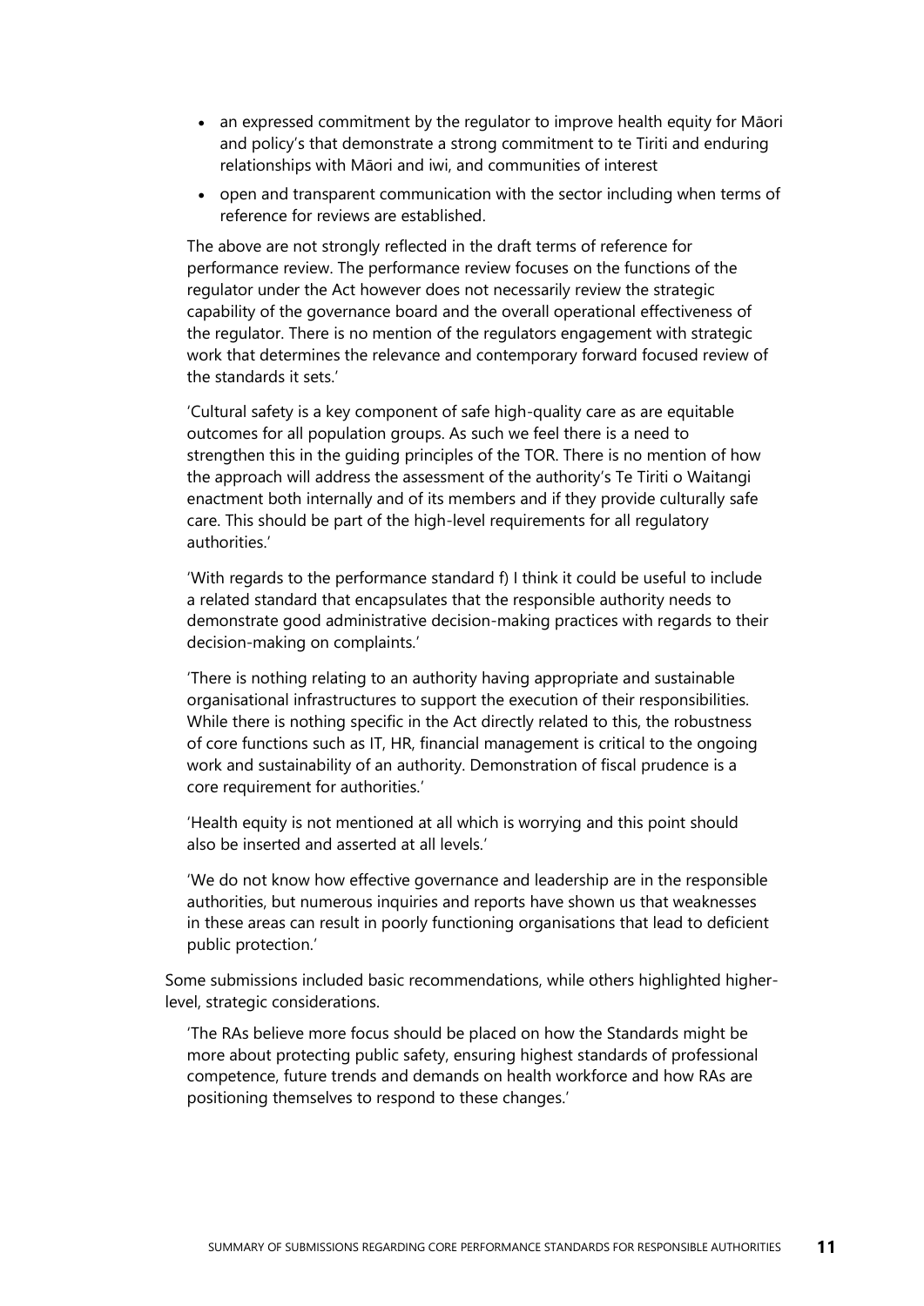- an expressed commitment by the regulator to improve health equity for Māori and policy's that demonstrate a strong commitment to te Tiriti and enduring relationships with Māori and iwi, and communities of interest
- open and transparent communication with the sector including when terms of reference for reviews are established.

The above are not strongly reflected in the draft terms of reference for performance review. The performance review focuses on the functions of the regulator under the Act however does not necessarily review the strategic capability of the governance board and the overall operational effectiveness of the regulator. There is no mention of the regulators engagement with strategic work that determines the relevance and contemporary forward focused review of the standards it sets.'

'Cultural safety is a key component of safe high-quality care as are equitable outcomes for all population groups. As such we feel there is a need to strengthen this in the guiding principles of the TOR. There is no mention of how the approach will address the assessment of the authority's Te Tiriti o Waitangi enactment both internally and of its members and if they provide culturally safe care. This should be part of the high-level requirements for all regulatory authorities.'

'With regards to the performance standard f) I think it could be useful to include a related standard that encapsulates that the responsible authority needs to demonstrate good administrative decision-making practices with regards to their decision-making on complaints.'

'There is nothing relating to an authority having appropriate and sustainable organisational infrastructures to support the execution of their responsibilities. While there is nothing specific in the Act directly related to this, the robustness of core functions such as IT, HR, financial management is critical to the ongoing work and sustainability of an authority. Demonstration of fiscal prudence is a core requirement for authorities.'

'Health equity is not mentioned at all which is worrying and this point should also be inserted and asserted at all levels.'

'We do not know how effective governance and leadership are in the responsible authorities, but numerous inquiries and reports have shown us that weaknesses in these areas can result in poorly functioning organisations that lead to deficient public protection.'

Some submissions included basic recommendations, while others highlighted higher-level, strategic considerations.

'The RAs believe more focus should be placed on how the Standards might be more about protecting public safety, ensuring highest standards of professional competence, future trends and demands on health workforce and how RAs are positioning themselves to respond to these changes.'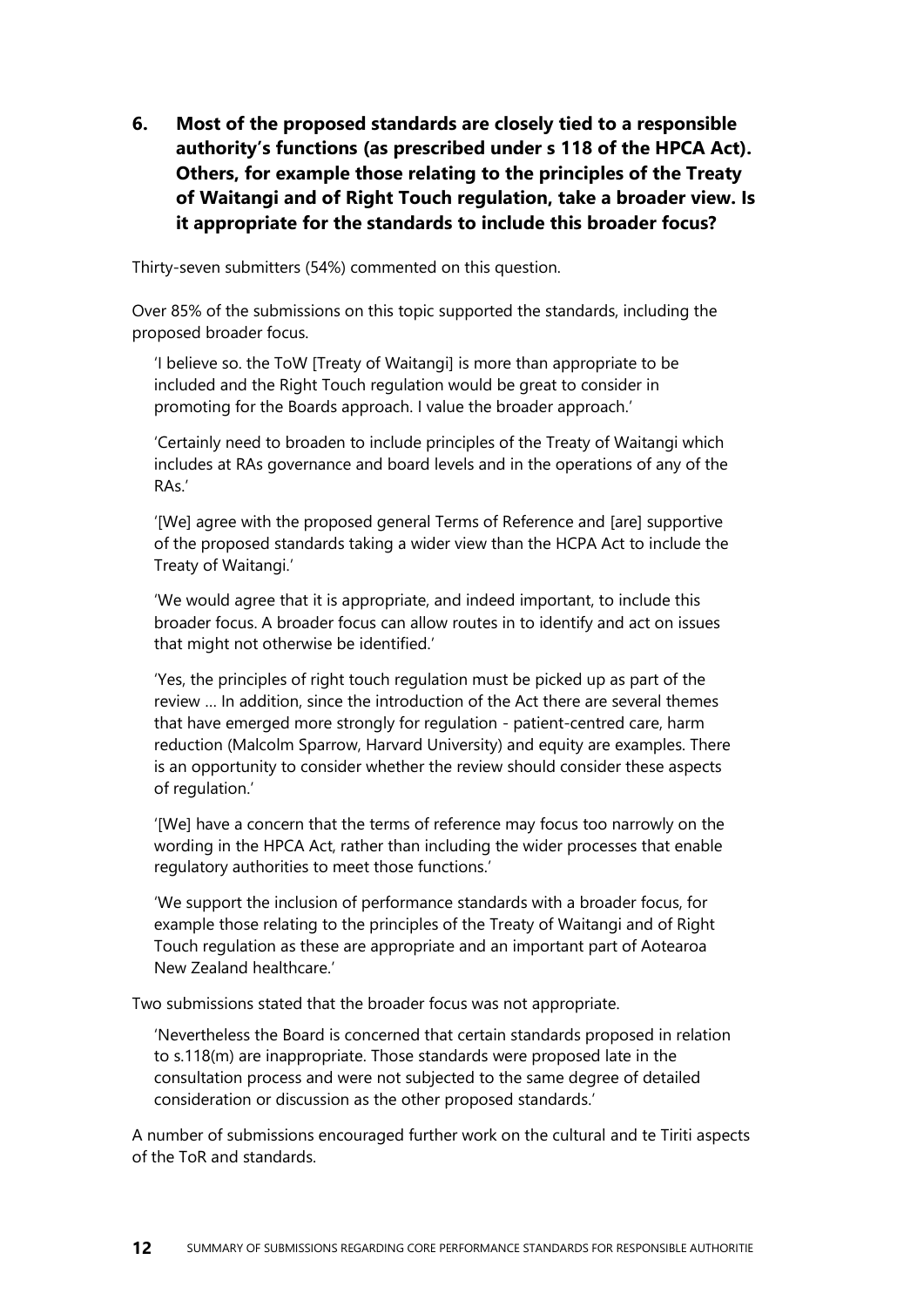### 6. Most of the proposed standards are closely tied to a responsible authority's functions (as prescribed under s 118 of the HPCA Act). Others, for example those relating to the principles of the Treaty of Waitangi and of Right Touch regulation, take a broader view. Is it appropriate for the standards to include this broader focus?

Thirty-seven submitters (54%) commented on this question.

Over 85% of the submissions on this topic supported the standards, including the proposed broader focus.

> 'I believe so. the ToW [Treaty of Waitangi] is more than appropriate to be included and the Right Touch regulation would be great to consider in promoting for the Boards approach. I value the broader approach.'

> 'Certainly need to broaden to include principles of the Treaty of Waitangi which includes at RAs governance and board levels and in the operations of any of the RAs.'

> '[We] agree with the proposed general Terms of Reference and [are] supportive of the proposed standards taking a wider view than the HCPA Act to include the Treaty of Waitangi.'

> 'We would agree that it is appropriate, and indeed important, to include this broader focus. A broader focus can allow routes in to identify and act on issues that might not otherwise be identified.'

> 'Yes, the principles of right touch regulation must be picked up as part of the review … In addition, since the introduction of the Act there are several themes that have emerged more strongly for regulation - patient-centred care, harm reduction (Malcolm Sparrow, Harvard University) and equity are examples. There is an opportunity to consider whether the review should consider these aspects of regulation.'

> '[We] have a concern that the terms of reference may focus too narrowly on the wording in the HPCA Act, rather than including the wider processes that enable regulatory authorities to meet those functions.'

> 'We support the inclusion of performance standards with a broader focus, for example those relating to the principles of the Treaty of Waitangi and of Right Touch regulation as these are appropriate and an important part of Aotearoa New Zealand healthcare.'

Two submissions stated that the broader focus was not appropriate.

> 'Nevertheless the Board is concerned that certain standards proposed in relation to s.118(m) are inappropriate. Those standards were proposed late in the consultation process and were not subjected to the same degree of detailed consideration or discussion as the other proposed standards.'

A number of submissions encouraged further work on the cultural and te Tiriti aspects of the ToR and standards.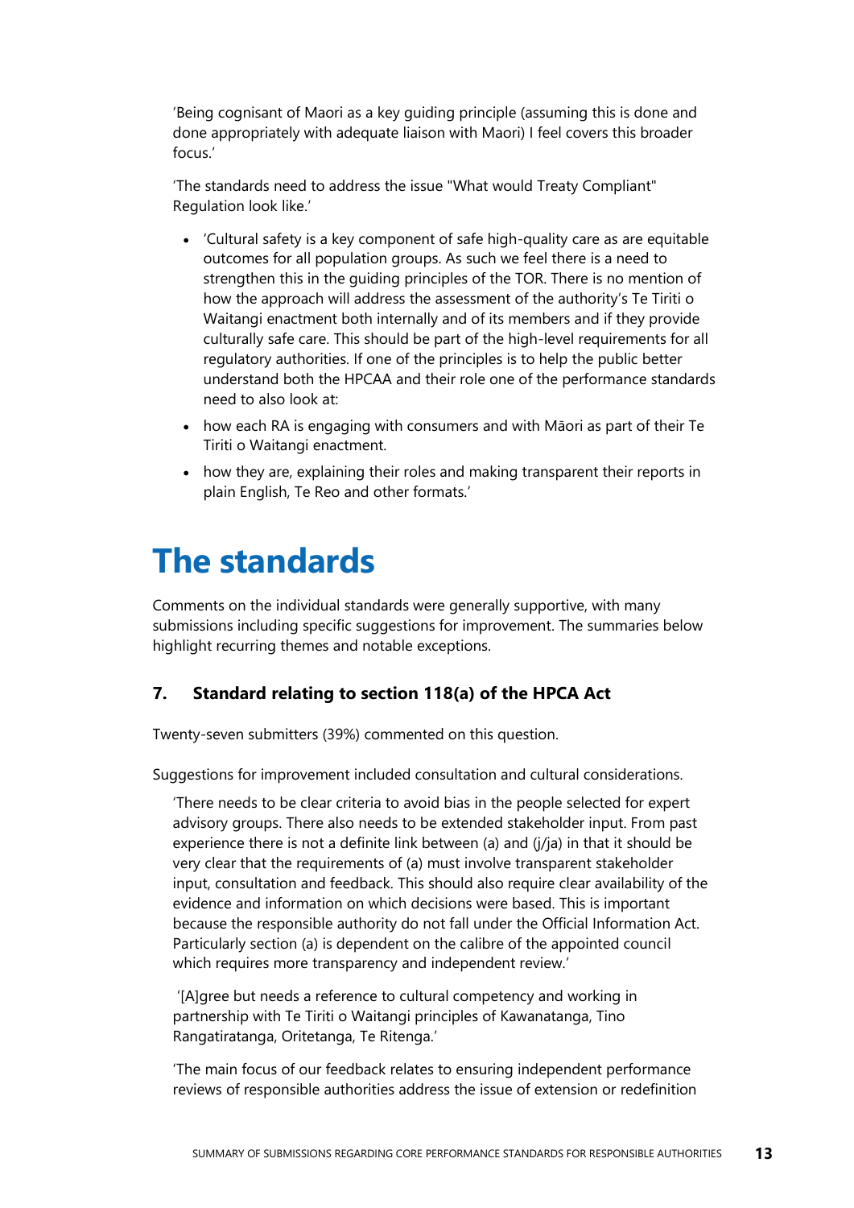'Being cognisant of Maori as a key guiding principle (assuming this is done and done appropriately with adequate liaison with Maori) I feel covers this broader focus.'

'The standards need to address the issue "What would Treaty Compliant" Regulation look like.'

- 'Cultural safety is a key component of safe high-quality care as are equitable outcomes for all population groups. As such we feel there is a need to strengthen this in the guiding principles of the TOR. There is no mention of how the approach will address the assessment of the authority's Te Tiriti o Waitangi enactment both internally and of its members and if they provide culturally safe care. This should be part of the high-level requirements for all regulatory authorities. If one of the principles is to help the public better understand both the HPCAA and their role one of the performance standards need to also look at:
- how each RA is engaging with consumers and with Māori as part of their Te Tiriti o Waitangi enactment.
- how they are, explaining their roles and making transparent their reports in plain English, Te Reo and other formats.'

# The standards

Comments on the individual standards were generally supportive, with many submissions including specific suggestions for improvement. The summaries below highlight recurring themes and notable exceptions.

### 7. Standard relating to section 118(a) of the HPCA Act

Twenty-seven submitters (39%) commented on this question.

Suggestions for improvement included consultation and cultural considerations.

'There needs to be clear criteria to avoid bias in the people selected for expert advisory groups. There also needs to be extended stakeholder input. From past experience there is not a definite link between (a) and (j/ja) in that it should be very clear that the requirements of (a) must involve transparent stakeholder input, consultation and feedback. This should also require clear availability of the evidence and information on which decisions were based. This is important because the responsible authority do not fall under the Official Information Act. Particularly section (a) is dependent on the calibre of the appointed council which requires more transparency and independent review.'

'[A]gree but needs a reference to cultural competency and working in partnership with Te Tiriti o Waitangi principles of Kawanatanga, Tino Rangatiratanga, Oritetanga, Te Ritenga.'

'The main focus of our feedback relates to ensuring independent performance reviews of responsible authorities address the issue of extension or redefinition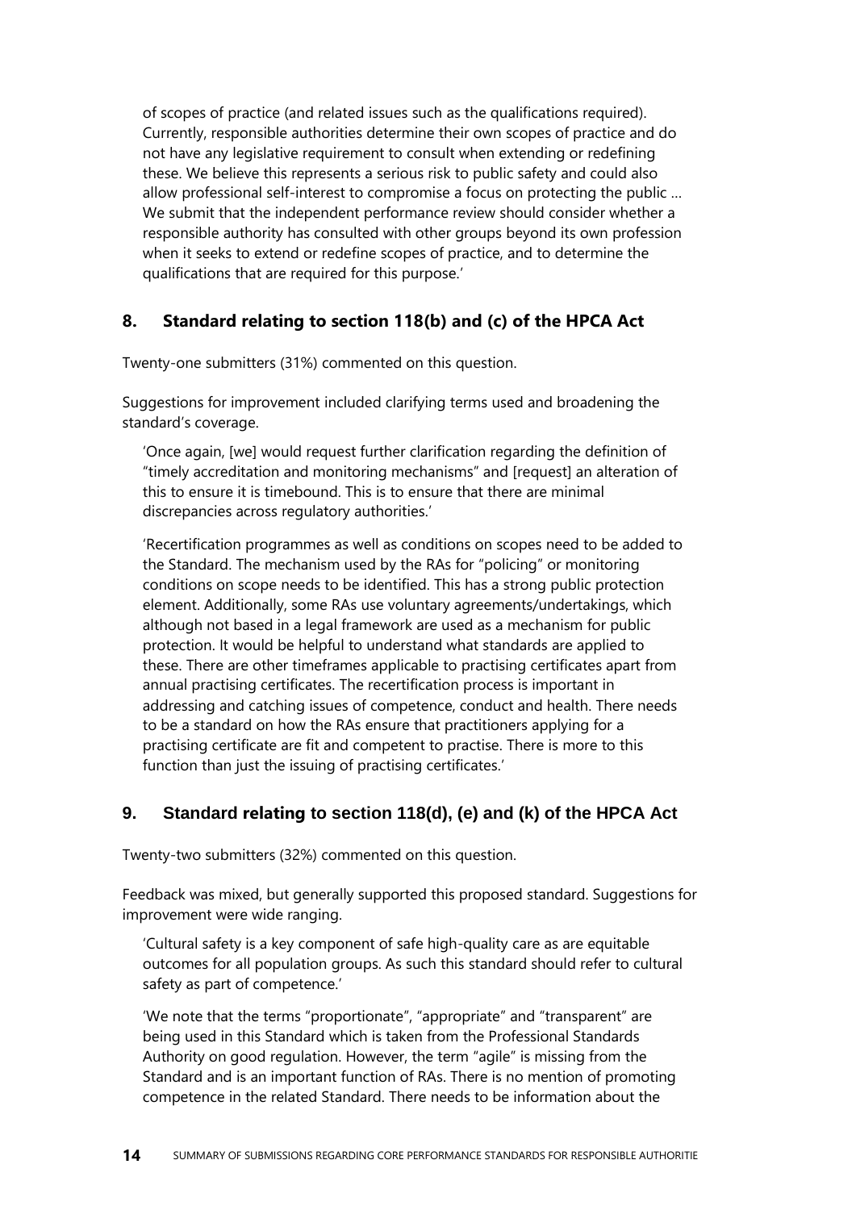of scopes of practice (and related issues such as the qualifications required). Currently, responsible authorities determine their own scopes of practice and do not have any legislative requirement to consult when extending or redefining these. We believe this represents a serious risk to public safety and could also allow professional self-interest to compromise a focus on protecting the public … We submit that the independent performance review should consider whether a responsible authority has consulted with other groups beyond its own profession when it seeks to extend or redefine scopes of practice, and to determine the qualifications that are required for this purpose.'

## 8. Standard relating to section 118(b) and (c) of the HPCA Act

Twenty-one submitters (31%) commented on this question.

Suggestions for improvement included clarifying terms used and broadening the standard's coverage.

> 'Once again, [we] would request further clarification regarding the definition of "timely accreditation and monitoring mechanisms" and [request] an alteration of this to ensure it is timebound. This is to ensure that there are minimal discrepancies across regulatory authorities.'

> 'Recertification programmes as well as conditions on scopes need to be added to the Standard. The mechanism used by the RAs for "policing" or monitoring conditions on scope needs to be identified. This has a strong public protection element. Additionally, some RAs use voluntary agreements/undertakings, which although not based in a legal framework are used as a mechanism for public protection. It would be helpful to understand what standards are applied to these. There are other timeframes applicable to practising certificates apart from annual practising certificates. The recertification process is important in addressing and catching issues of competence, conduct and health. There needs to be a standard on how the RAs ensure that practitioners applying for a practising certificate are fit and competent to practise. There is more to this function than just the issuing of practising certificates.'

## 9. Standard relating to section 118(d), (e) and (k) of the HPCA Act

Twenty-two submitters (32%) commented on this question.

Feedback was mixed, but generally supported this proposed standard. Suggestions for improvement were wide ranging.

> 'Cultural safety is a key component of safe high-quality care as are equitable outcomes for all population groups. As such this standard should refer to cultural safety as part of competence.'

> 'We note that the terms "proportionate", "appropriate" and "transparent" are being used in this Standard which is taken from the Professional Standards Authority on good regulation. However, the term "agile" is missing from the Standard and is an important function of RAs. There is no mention of promoting competence in the related Standard. There needs to be information about the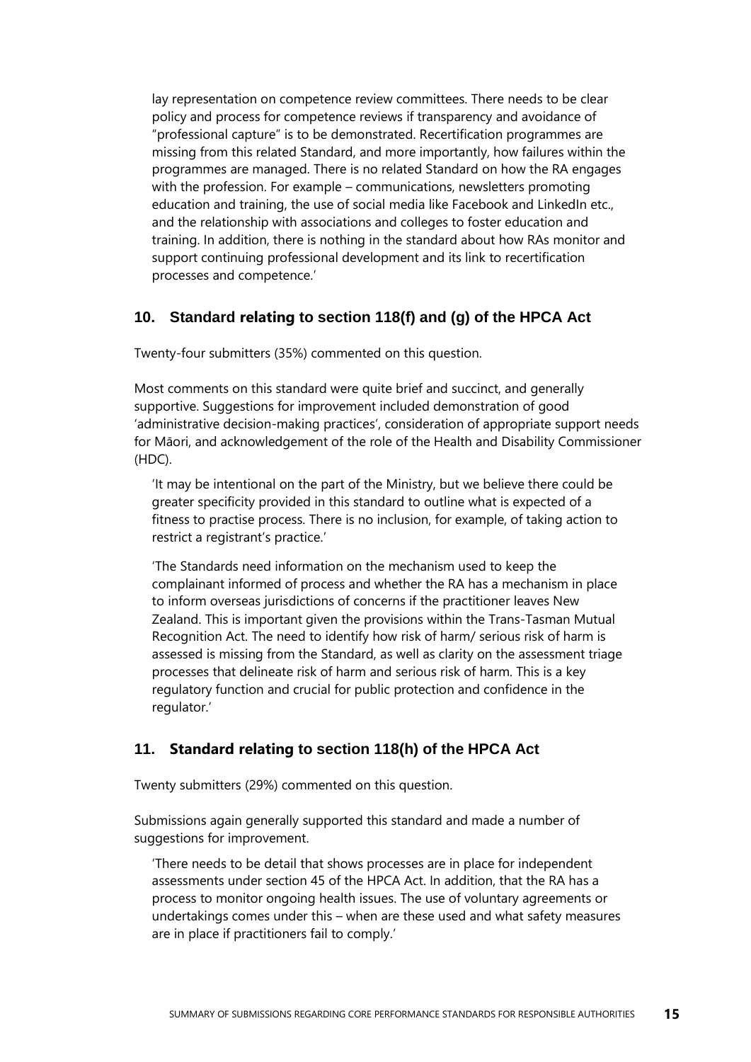lay representation on competence review committees. There needs to be clear policy and process for competence reviews if transparency and avoidance of "professional capture" is to be demonstrated. Recertification programmes are missing from this related Standard, and more importantly, how failures within the programmes are managed. There is no related Standard on how the RA engages with the profession. For example – communications, newsletters promoting education and training, the use of social media like Facebook and LinkedIn etc., and the relationship with associations and colleges to foster education and training. In addition, there is nothing in the standard about how RAs monitor and support continuing professional development and its link to recertification processes and competence.'

## 10. Standard relating to section 118(f) and (g) of the HPCA Act

Twenty-four submitters (35%) commented on this question.

Most comments on this standard were quite brief and succinct, and generally supportive. Suggestions for improvement included demonstration of good 'administrative decision-making practices', consideration of appropriate support needs for Māori, and acknowledgement of the role of the Health and Disability Commissioner (HDC).

> 'It may be intentional on the part of the Ministry, but we believe there could be greater specificity provided in this standard to outline what is expected of a fitness to practise process. There is no inclusion, for example, of taking action to restrict a registrant's practice.'

> 'The Standards need information on the mechanism used to keep the complainant informed of process and whether the RA has a mechanism in place to inform overseas jurisdictions of concerns if the practitioner leaves New Zealand. This is important given the provisions within the Trans-Tasman Mutual Recognition Act. The need to identify how risk of harm/ serious risk of harm is assessed is missing from the Standard, as well as clarity on the assessment triage processes that delineate risk of harm and serious risk of harm. This is a key regulatory function and crucial for public protection and confidence in the regulator.'

## 11. Standard relating to section 118(h) of the HPCA Act

Twenty submitters (29%) commented on this question.

Submissions again generally supported this standard and made a number of suggestions for improvement.

> 'There needs to be detail that shows processes are in place for independent assessments under section 45 of the HPCA Act. In addition, that the RA has a process to monitor ongoing health issues. The use of voluntary agreements or undertakings comes under this – when are these used and what safety measures are in place if practitioners fail to comply.'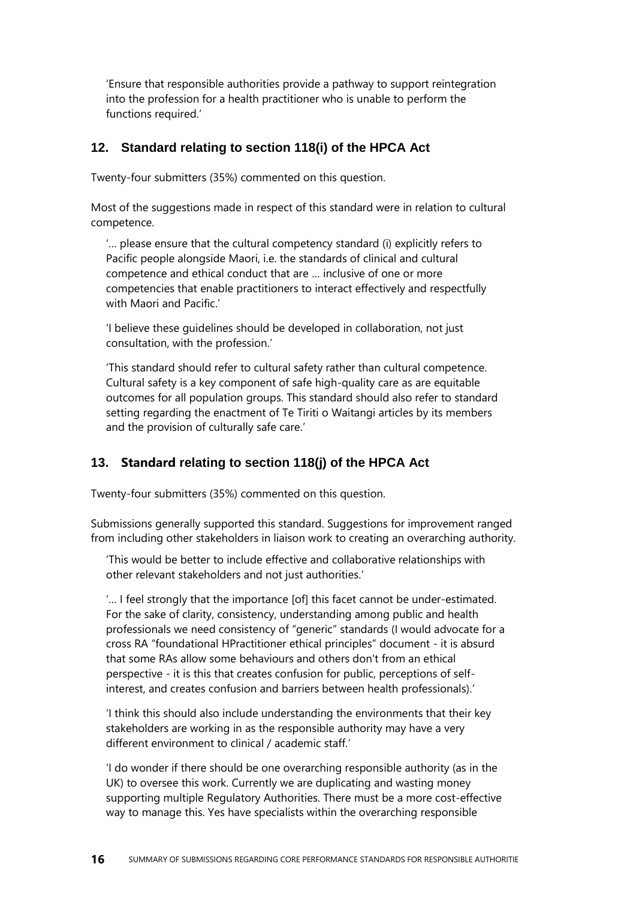'Ensure that responsible authorities provide a pathway to support reintegration into the profession for a health practitioner who is unable to perform the functions required.'

## 12. Standard relating to section 118(i) of the HPCA Act

Twenty-four submitters (35%) commented on this question.

Most of the suggestions made in respect of this standard were in relation to cultural competence.

> '… please ensure that the cultural competency standard (i) explicitly refers to Pacific people alongside Maori, i.e. the standards of clinical and cultural competence and ethical conduct that are … inclusive of one or more competencies that enable practitioners to interact effectively and respectfully with Maori and Pacific.'

> 'I believe these guidelines should be developed in collaboration, not just consultation, with the profession.'

> 'This standard should refer to cultural safety rather than cultural competence. Cultural safety is a key component of safe high-quality care as are equitable outcomes for all population groups. This standard should also refer to standard setting regarding the enactment of Te Tiriti o Waitangi articles by its members and the provision of culturally safe care.'

## 13. Standard relating to section 118(j) of the HPCA Act

Twenty-four submitters (35%) commented on this question.

Submissions generally supported this standard. Suggestions for improvement ranged from including other stakeholders in liaison work to creating an overarching authority.

> 'This would be better to include effective and collaborative relationships with other relevant stakeholders and not just authorities.'

> '… I feel strongly that the importance [of] this facet cannot be under-estimated. For the sake of clarity, consistency, understanding among public and health professionals we need consistency of "generic" standards (I would advocate for a cross RA "foundational HPractitioner ethical principles" document - it is absurd that some RAs allow some behaviours and others don't from an ethical perspective - it is this that creates confusion for public, perceptions of self-interest, and creates confusion and barriers between health professionals).'

> 'I think this should also include understanding the environments that their key stakeholders are working in as the responsible authority may have a very different environment to clinical / academic staff.'

> 'I do wonder if there should be one overarching responsible authority (as in the UK) to oversee this work. Currently we are duplicating and wasting money supporting multiple Regulatory Authorities. There must be a more cost-effective way to manage this. Yes have specialists within the overarching responsible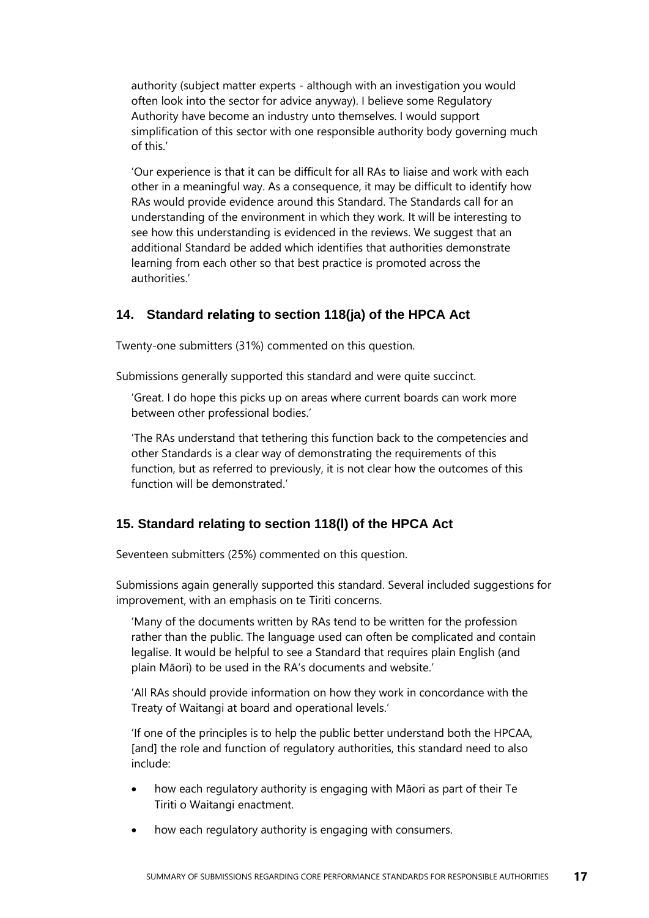> authority (subject matter experts - although with an investigation you would often look into the sector for advice anyway). I believe some Regulatory Authority have become an industry unto themselves. I would support simplification of this sector with one responsible authority body governing much of this.'

> 'Our experience is that it can be difficult for all RAs to liaise and work with each other in a meaningful way. As a consequence, it may be difficult to identify how RAs would provide evidence around this Standard. The Standards call for an understanding of the environment in which they work. It will be interesting to see how this understanding is evidenced in the reviews. We suggest that an additional Standard be added which identifies that authorities demonstrate learning from each other so that best practice is promoted across the authorities.'

## 14. Standard relating to section 118(ja) of the HPCA Act

Twenty-one submitters (31%) commented on this question.

Submissions generally supported this standard and were quite succinct.

> 'Great. I do hope this picks up on areas where current boards can work more between other professional bodies.'

> 'The RAs understand that tethering this function back to the competencies and other Standards is a clear way of demonstrating the requirements of this function, but as referred to previously, it is not clear how the outcomes of this function will be demonstrated.'

## 15. Standard relating to section 118(l) of the HPCA Act

Seventeen submitters (25%) commented on this question.

Submissions again generally supported this standard. Several included suggestions for improvement, with an emphasis on te Tiriti concerns.

> 'Many of the documents written by RAs tend to be written for the profession rather than the public. The language used can often be complicated and contain legalise. It would be helpful to see a Standard that requires plain English (and plain Māori) to be used in the RA's documents and website.'

> 'All RAs should provide information on how they work in concordance with the Treaty of Waitangi at board and operational levels.'

> 'If one of the principles is to help the public better understand both the HPCAA, [and] the role and function of regulatory authorities, this standard need to also include:
>
> - how each regulatory authority is engaging with Māori as part of their Te Tiriti o Waitangi enactment.
> - how each regulatory authority is engaging with consumers.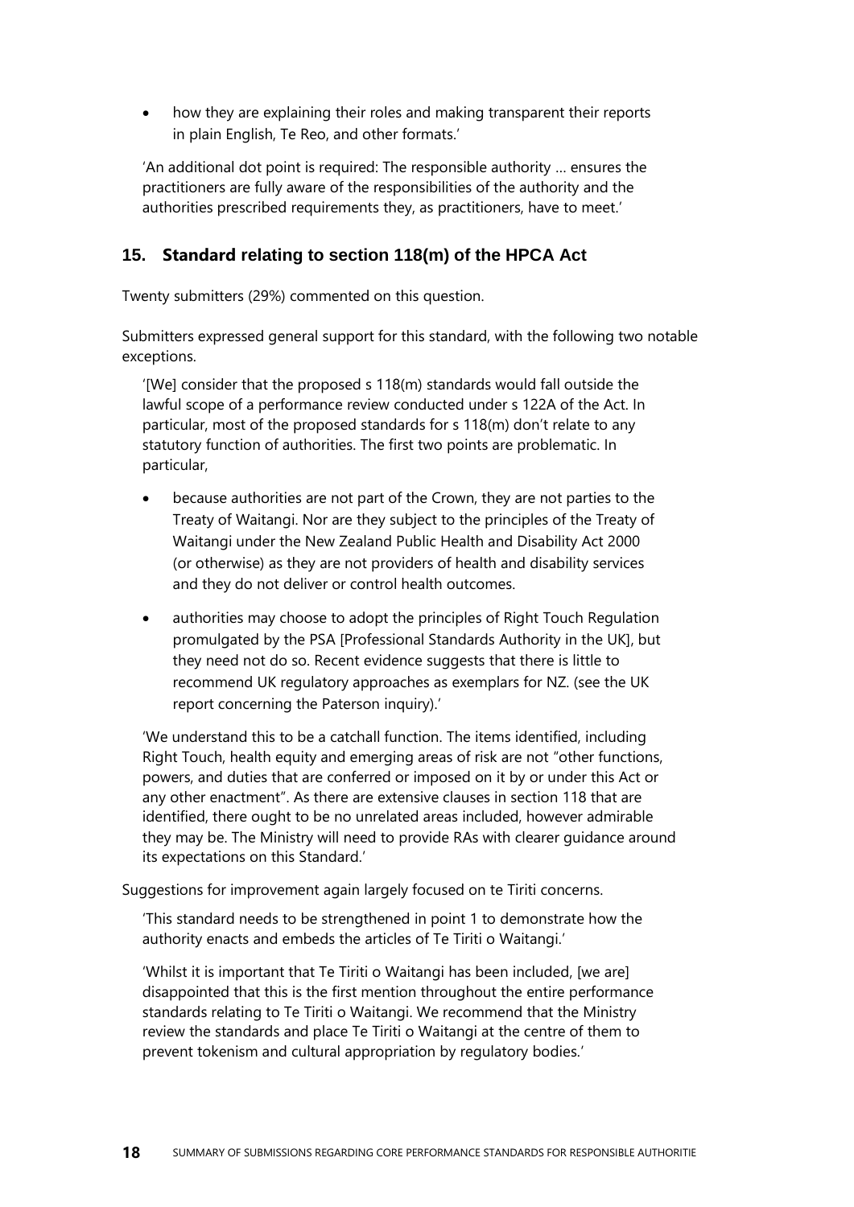- how they are explaining their roles and making transparent their reports in plain English, Te Reo, and other formats.'

'An additional dot point is required: The responsible authority … ensures the practitioners are fully aware of the responsibilities of the authority and the authorities prescribed requirements they, as practitioners, have to meet.'

## 15. Standard relating to section 118(m) of the HPCA Act

Twenty submitters (29%) commented on this question.

Submitters expressed general support for this standard, with the following two notable exceptions.

'[We] consider that the proposed s 118(m) standards would fall outside the lawful scope of a performance review conducted under s 122A of the Act. In particular, most of the proposed standards for s 118(m) don't relate to any statutory function of authorities. The first two points are problematic. In particular,

- because authorities are not part of the Crown, they are not parties to the Treaty of Waitangi. Nor are they subject to the principles of the Treaty of Waitangi under the New Zealand Public Health and Disability Act 2000 (or otherwise) as they are not providers of health and disability services and they do not deliver or control health outcomes.
- authorities may choose to adopt the principles of Right Touch Regulation promulgated by the PSA [Professional Standards Authority in the UK], but they need not do so. Recent evidence suggests that there is little to recommend UK regulatory approaches as exemplars for NZ. (see the UK report concerning the Paterson inquiry).'

'We understand this to be a catchall function. The items identified, including Right Touch, health equity and emerging areas of risk are not "other functions, powers, and duties that are conferred or imposed on it by or under this Act or any other enactment". As there are extensive clauses in section 118 that are identified, there ought to be no unrelated areas included, however admirable they may be. The Ministry will need to provide RAs with clearer guidance around its expectations on this Standard.'

Suggestions for improvement again largely focused on te Tiriti concerns.

'This standard needs to be strengthened in point 1 to demonstrate how the authority enacts and embeds the articles of Te Tiriti o Waitangi.'

'Whilst it is important that Te Tiriti o Waitangi has been included, [we are] disappointed that this is the first mention throughout the entire performance standards relating to Te Tiriti o Waitangi. We recommend that the Ministry review the standards and place Te Tiriti o Waitangi at the centre of them to prevent tokenism and cultural appropriation by regulatory bodies.'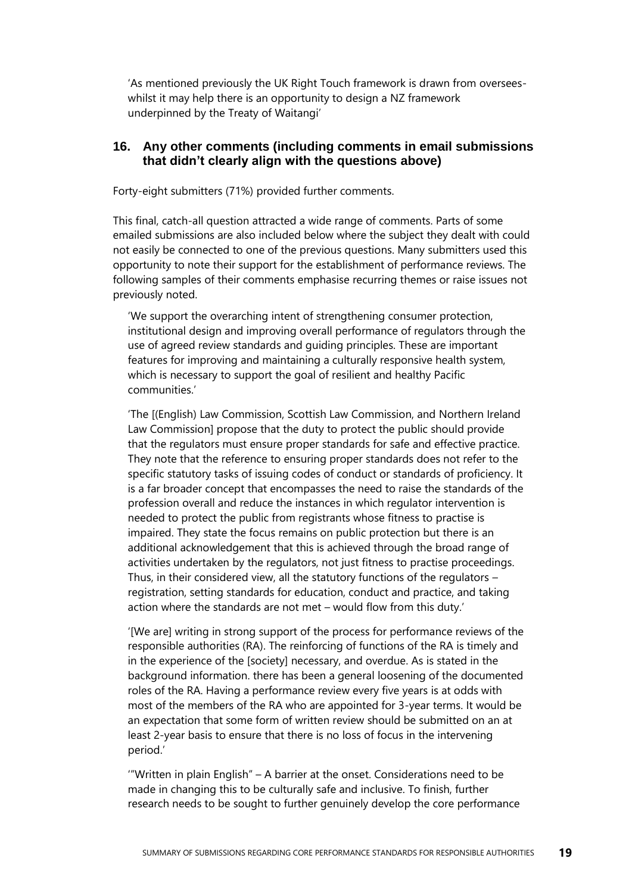'As mentioned previously the UK Right Touch framework is drawn from oversees- whilst it may help there is an opportunity to design a NZ framework underpinned by the Treaty of Waitangi'

## 16. Any other comments (including comments in email submissions that didn't clearly align with the questions above)

Forty-eight submitters (71%) provided further comments.

This final, catch-all question attracted a wide range of comments. Parts of some emailed submissions are also included below where the subject they dealt with could not easily be connected to one of the previous questions. Many submitters used this opportunity to note their support for the establishment of performance reviews. The following samples of their comments emphasise recurring themes or raise issues not previously noted.

'We support the overarching intent of strengthening consumer protection, institutional design and improving overall performance of regulators through the use of agreed review standards and guiding principles. These are important features for improving and maintaining a culturally responsive health system, which is necessary to support the goal of resilient and healthy Pacific communities.'

'The [(English) Law Commission, Scottish Law Commission, and Northern Ireland Law Commission] propose that the duty to protect the public should provide that the regulators must ensure proper standards for safe and effective practice. They note that the reference to ensuring proper standards does not refer to the specific statutory tasks of issuing codes of conduct or standards of proficiency. It is a far broader concept that encompasses the need to raise the standards of the profession overall and reduce the instances in which regulator intervention is needed to protect the public from registrants whose fitness to practise is impaired. They state the focus remains on public protection but there is an additional acknowledgement that this is achieved through the broad range of activities undertaken by the regulators, not just fitness to practise proceedings. Thus, in their considered view, all the statutory functions of the regulators – registration, setting standards for education, conduct and practice, and taking action where the standards are not met – would flow from this duty.'

'[We are] writing in strong support of the process for performance reviews of the responsible authorities (RA). The reinforcing of functions of the RA is timely and in the experience of the [society] necessary, and overdue. As is stated in the background information. there has been a general loosening of the documented roles of the RA. Having a performance review every five years is at odds with most of the members of the RA who are appointed for 3-year terms. It would be an expectation that some form of written review should be submitted on an at least 2-year basis to ensure that there is no loss of focus in the intervening period.'

'"Written in plain English" – A barrier at the onset. Considerations need to be made in changing this to be culturally safe and inclusive. To finish, further research needs to be sought to further genuinely develop the core performance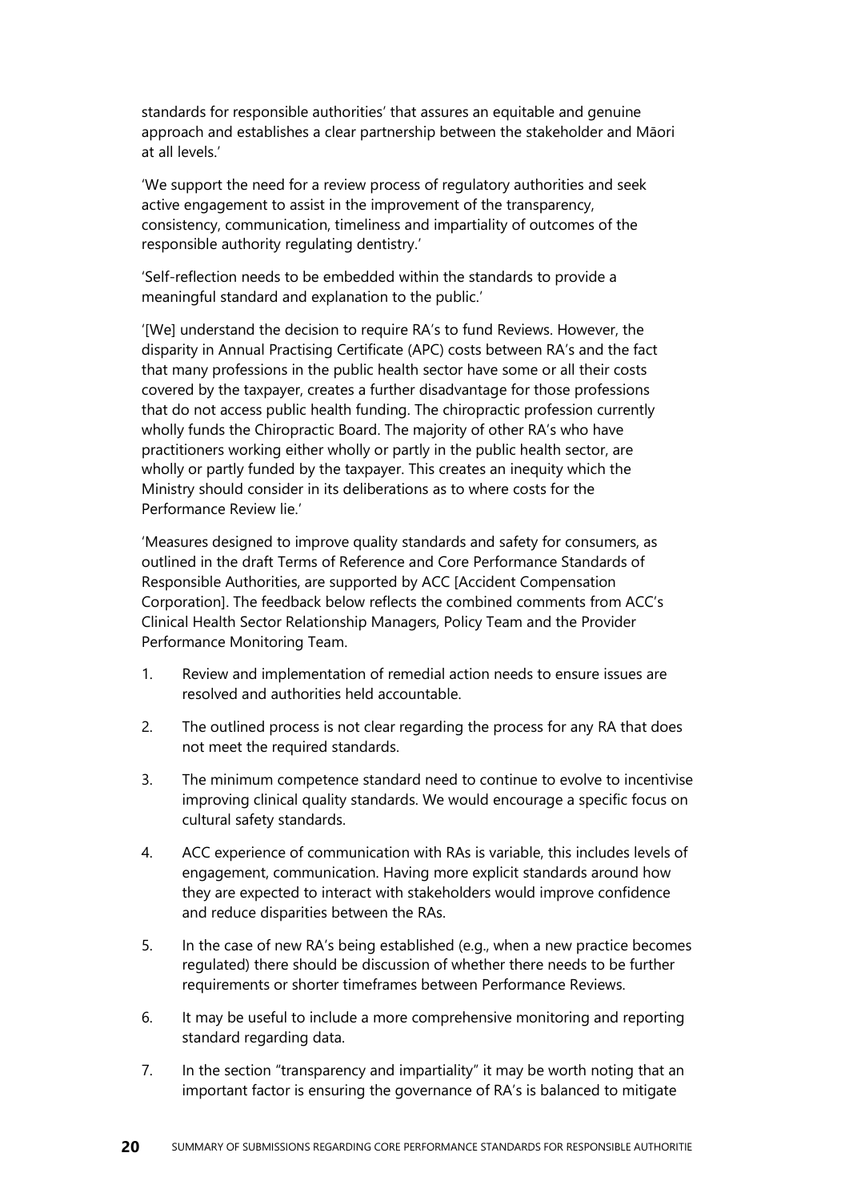standards for responsible authorities' that assures an equitable and genuine approach and establishes a clear partnership between the stakeholder and Māori at all levels.'

'We support the need for a review process of regulatory authorities and seek active engagement to assist in the improvement of the transparency, consistency, communication, timeliness and impartiality of outcomes of the responsible authority regulating dentistry.'

'Self-reflection needs to be embedded within the standards to provide a meaningful standard and explanation to the public.'

'[We] understand the decision to require RA's to fund Reviews. However, the disparity in Annual Practising Certificate (APC) costs between RA's and the fact that many professions in the public health sector have some or all their costs covered by the taxpayer, creates a further disadvantage for those professions that do not access public health funding. The chiropractic profession currently wholly funds the Chiropractic Board. The majority of other RA's who have practitioners working either wholly or partly in the public health sector, are wholly or partly funded by the taxpayer. This creates an inequity which the Ministry should consider in its deliberations as to where costs for the Performance Review lie.'

'Measures designed to improve quality standards and safety for consumers, as outlined in the draft Terms of Reference and Core Performance Standards of Responsible Authorities, are supported by ACC [Accident Compensation Corporation]. The feedback below reflects the combined comments from ACC's Clinical Health Sector Relationship Managers, Policy Team and the Provider Performance Monitoring Team.

1. Review and implementation of remedial action needs to ensure issues are resolved and authorities held accountable.
2. The outlined process is not clear regarding the process for any RA that does not meet the required standards.
3. The minimum competence standard need to continue to evolve to incentivise improving clinical quality standards. We would encourage a specific focus on cultural safety standards.
4. ACC experience of communication with RAs is variable, this includes levels of engagement, communication. Having more explicit standards around how they are expected to interact with stakeholders would improve confidence and reduce disparities between the RAs.
5. In the case of new RA's being established (e.g., when a new practice becomes regulated) there should be discussion of whether there needs to be further requirements or shorter timeframes between Performance Reviews.
6. It may be useful to include a more comprehensive monitoring and reporting standard regarding data.
7. In the section "transparency and impartiality" it may be worth noting that an important factor is ensuring the governance of RA's is balanced to mitigate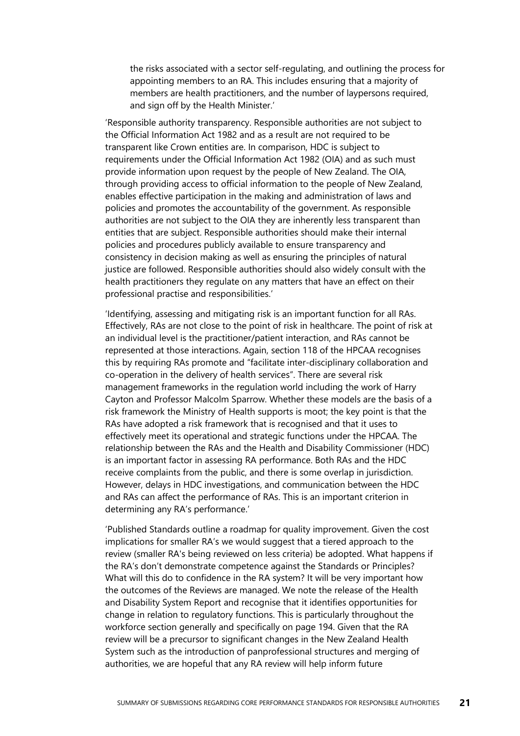the risks associated with a sector self-regulating, and outlining the process for appointing members to an RA. This includes ensuring that a majority of members are health practitioners, and the number of laypersons required, and sign off by the Health Minister.'

'Responsible authority transparency. Responsible authorities are not subject to the Official Information Act 1982 and as a result are not required to be transparent like Crown entities are. In comparison, HDC is subject to requirements under the Official Information Act 1982 (OIA) and as such must provide information upon request by the people of New Zealand. The OIA, through providing access to official information to the people of New Zealand, enables effective participation in the making and administration of laws and policies and promotes the accountability of the government. As responsible authorities are not subject to the OIA they are inherently less transparent than entities that are subject. Responsible authorities should make their internal policies and procedures publicly available to ensure transparency and consistency in decision making as well as ensuring the principles of natural justice are followed. Responsible authorities should also widely consult with the health practitioners they regulate on any matters that have an effect on their professional practise and responsibilities.'

'Identifying, assessing and mitigating risk is an important function for all RAs. Effectively, RAs are not close to the point of risk in healthcare. The point of risk at an individual level is the practitioner/patient interaction, and RAs cannot be represented at those interactions. Again, section 118 of the HPCAA recognises this by requiring RAs promote and "facilitate inter-disciplinary collaboration and co-operation in the delivery of health services". There are several risk management frameworks in the regulation world including the work of Harry Cayton and Professor Malcolm Sparrow. Whether these models are the basis of a risk framework the Ministry of Health supports is moot; the key point is that the RAs have adopted a risk framework that is recognised and that it uses to effectively meet its operational and strategic functions under the HPCAA. The relationship between the RAs and the Health and Disability Commissioner (HDC) is an important factor in assessing RA performance. Both RAs and the HDC receive complaints from the public, and there is some overlap in jurisdiction. However, delays in HDC investigations, and communication between the HDC and RAs can affect the performance of RAs. This is an important criterion in determining any RA's performance.'

'Published Standards outline a roadmap for quality improvement. Given the cost implications for smaller RA's we would suggest that a tiered approach to the review (smaller RA's being reviewed on less criteria) be adopted. What happens if the RA's don't demonstrate competence against the Standards or Principles? What will this do to confidence in the RA system? It will be very important how the outcomes of the Reviews are managed. We note the release of the Health and Disability System Report and recognise that it identifies opportunities for change in relation to regulatory functions. This is particularly throughout the workforce section generally and specifically on page 194. Given that the RA review will be a precursor to significant changes in the New Zealand Health System such as the introduction of panprofessional structures and merging of authorities, we are hopeful that any RA review will help inform future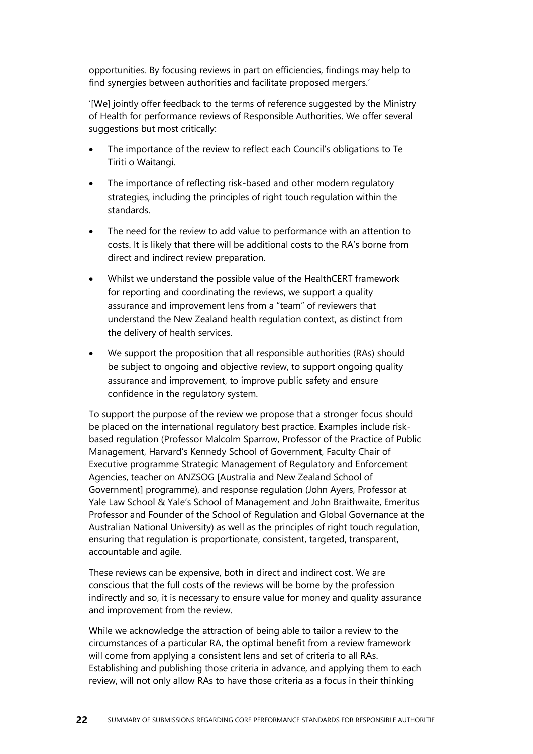opportunities. By focusing reviews in part on efficiencies, findings may help to find synergies between authorities and facilitate proposed mergers.'

'[We] jointly offer feedback to the terms of reference suggested by the Ministry of Health for performance reviews of Responsible Authorities. We offer several suggestions but most critically:

- The importance of the review to reflect each Council's obligations to Te Tiriti o Waitangi.
- The importance of reflecting risk-based and other modern regulatory strategies, including the principles of right touch regulation within the standards.
- The need for the review to add value to performance with an attention to costs. It is likely that there will be additional costs to the RA's borne from direct and indirect review preparation.
- Whilst we understand the possible value of the HealthCERT framework for reporting and coordinating the reviews, we support a quality assurance and improvement lens from a "team" of reviewers that understand the New Zealand health regulation context, as distinct from the delivery of health services.
- We support the proposition that all responsible authorities (RAs) should be subject to ongoing and objective review, to support ongoing quality assurance and improvement, to improve public safety and ensure confidence in the regulatory system.

To support the purpose of the review we propose that a stronger focus should be placed on the international regulatory best practice. Examples include risk-based regulation (Professor Malcolm Sparrow, Professor of the Practice of Public Management, Harvard's Kennedy School of Government, Faculty Chair of Executive programme Strategic Management of Regulatory and Enforcement Agencies, teacher on ANZSOG [Australia and New Zealand School of Government] programme), and response regulation (John Ayers, Professor at Yale Law School & Yale's School of Management and John Braithwaite, Emeritus Professor and Founder of the School of Regulation and Global Governance at the Australian National University) as well as the principles of right touch regulation, ensuring that regulation is proportionate, consistent, targeted, transparent, accountable and agile.

These reviews can be expensive, both in direct and indirect cost. We are conscious that the full costs of the reviews will be borne by the profession indirectly and so, it is necessary to ensure value for money and quality assurance and improvement from the review.

While we acknowledge the attraction of being able to tailor a review to the circumstances of a particular RA, the optimal benefit from a review framework will come from applying a consistent lens and set of criteria to all RAs. Establishing and publishing those criteria in advance, and applying them to each review, will not only allow RAs to have those criteria as a focus in their thinking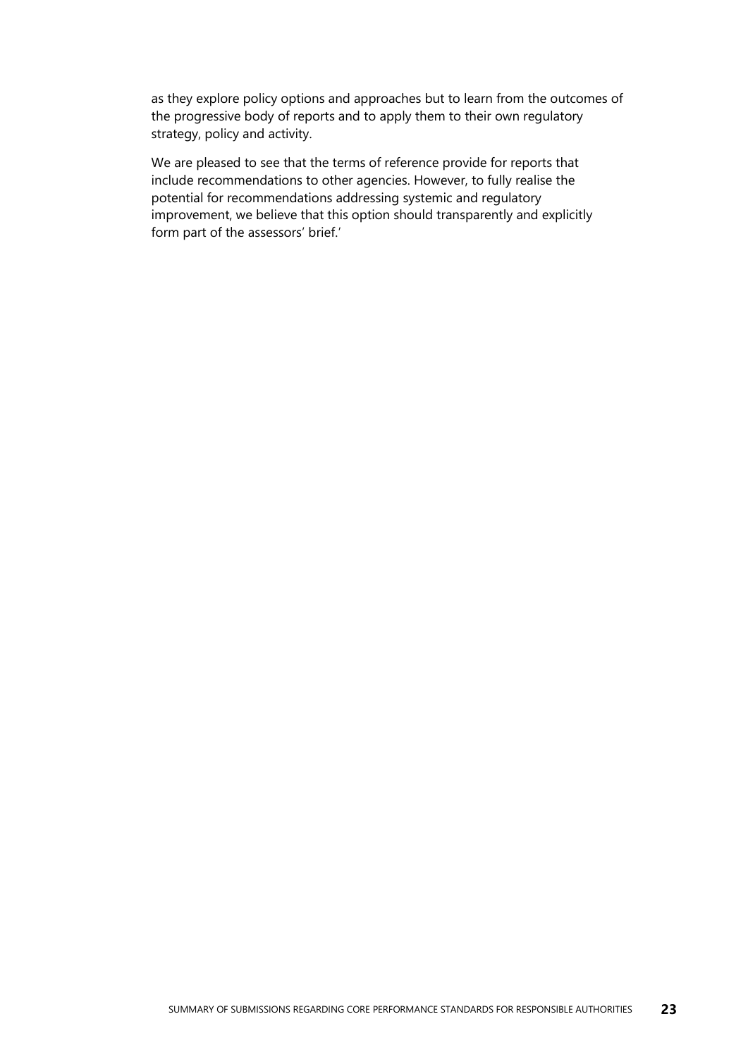as they explore policy options and approaches but to learn from the outcomes of the progressive body of reports and to apply them to their own regulatory strategy, policy and activity.

We are pleased to see that the terms of reference provide for reports that include recommendations to other agencies. However, to fully realise the potential for recommendations addressing systemic and regulatory improvement, we believe that this option should transparently and explicitly form part of the assessors' brief.'